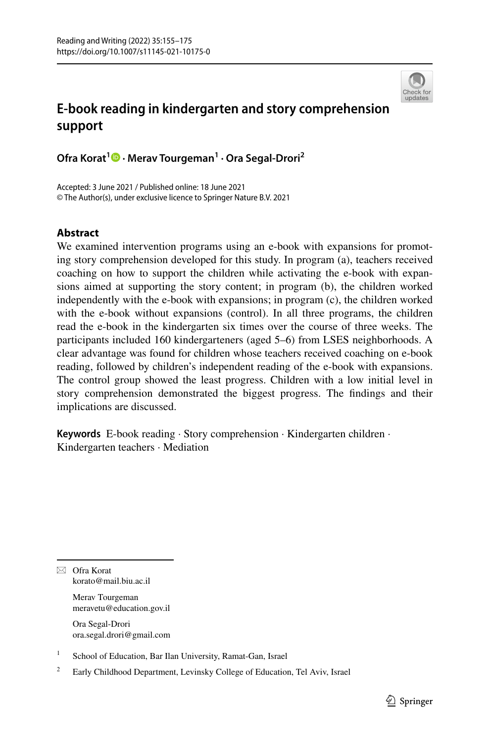# E-book reading in kindergarten and story comprehension support

**Ofra Korat[1] · Merav Tourgeman[1] · Ora Segal-Drori[2]**

Accepted: 3 June 2021 / Published online: 18 June 2021
© The Author(s), under exclusive licence to Springer Nature B.V. 2021

## Abstract

We examined intervention programs using an e-book with expansions for promoting story comprehension developed for this study. In program (a), teachers received coaching on how to support the children while activating the e-book with expansions aimed at supporting the story content; in program (b), the children worked independently with the e-book with expansions; in program (c), the children worked with the e-book without expansions (control). In all three programs, the children read the e-book in the kindergarten six times over the course of three weeks. The participants included 160 kindergarteners (aged 5–6) from LSES neighborhoods. A clear advantage was found for children whose teachers received coaching on e-book reading, followed by children's independent reading of the e-book with expansions. The control group showed the least progress. Children with a low initial level in story comprehension demonstrated the biggest progress. The findings and their implications are discussed.

**Keywords** E-book reading · Story comprehension · Kindergarten children · Kindergarten teachers · Mediation

---

✉ Ofra Korat
korato@mail.biu.ac.il

Merav Tourgeman
meravetu@education.gov.il

Ora Segal-Drori
ora.segal.drori@gmail.com

[1] School of Education, Bar Ilan University, Ramat-Gan, Israel

[2] Early Childhood Department, Levinsky College of Education, Tel Aviv, Israel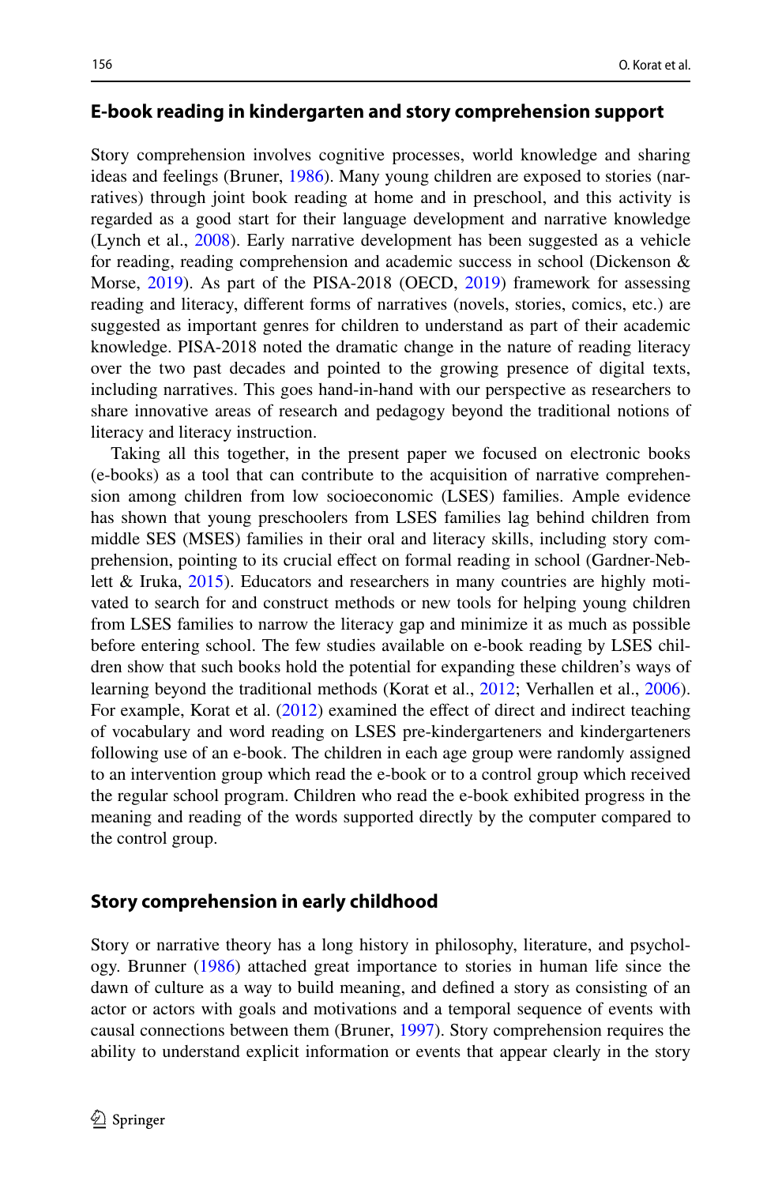## E-book reading in kindergarten and story comprehension support

Story comprehension involves cognitive processes, world knowledge and sharing ideas and feelings (Bruner, 1986). Many young children are exposed to stories (narratives) through joint book reading at home and in preschool, and this activity is regarded as a good start for their language development and narrative knowledge (Lynch et al., 2008). Early narrative development has been suggested as a vehicle for reading, reading comprehension and academic success in school (Dickenson & Morse, 2019). As part of the PISA-2018 (OECD, 2019) framework for assessing reading and literacy, different forms of narratives (novels, stories, comics, etc.) are suggested as important genres for children to understand as part of their academic knowledge. PISA-2018 noted the dramatic change in the nature of reading literacy over the two past decades and pointed to the growing presence of digital texts, including narratives. This goes hand-in-hand with our perspective as researchers to share innovative areas of research and pedagogy beyond the traditional notions of literacy and literacy instruction.

Taking all this together, in the present paper we focused on electronic books (e-books) as a tool that can contribute to the acquisition of narrative comprehension among children from low socioeconomic (LSES) families. Ample evidence has shown that young preschoolers from LSES families lag behind children from middle SES (MSES) families in their oral and literacy skills, including story comprehension, pointing to its crucial effect on formal reading in school (Gardner-Neblett & Iruka, 2015). Educators and researchers in many countries are highly motivated to search for and construct methods or new tools for helping young children from LSES families to narrow the literacy gap and minimize it as much as possible before entering school. The few studies available on e-book reading by LSES children show that such books hold the potential for expanding these children's ways of learning beyond the traditional methods (Korat et al., 2012; Verhallen et al., 2006). For example, Korat et al. (2012) examined the effect of direct and indirect teaching of vocabulary and word reading on LSES pre-kindergarteners and kindergarteners following use of an e-book. The children in each age group were randomly assigned to an intervention group which read the e-book or to a control group which received the regular school program. Children who read the e-book exhibited progress in the meaning and reading of the words supported directly by the computer compared to the control group.

## Story comprehension in early childhood

Story or narrative theory has a long history in philosophy, literature, and psychology. Brunner (1986) attached great importance to stories in human life since the dawn of culture as a way to build meaning, and defined a story as consisting of an actor or actors with goals and motivations and a temporal sequence of events with causal connections between them (Bruner, 1997). Story comprehension requires the ability to understand explicit information or events that appear clearly in the story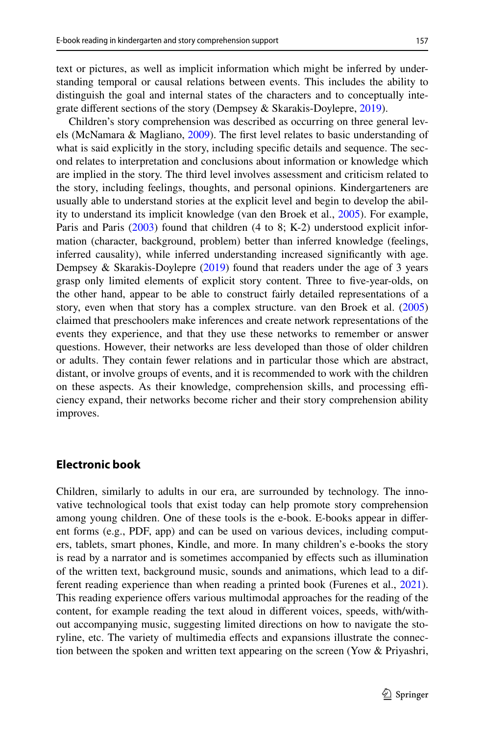text or pictures, as well as implicit information which might be inferred by understanding temporal or causal relations between events. This includes the ability to distinguish the goal and internal states of the characters and to conceptually integrate different sections of the story (Dempsey & Skarakis-Doylepre, 2019).

Children's story comprehension was described as occurring on three general levels (McNamara & Magliano, 2009). The first level relates to basic understanding of what is said explicitly in the story, including specific details and sequence. The second relates to interpretation and conclusions about information or knowledge which are implied in the story. The third level involves assessment and criticism related to the story, including feelings, thoughts, and personal opinions. Kindergarteners are usually able to understand stories at the explicit level and begin to develop the ability to understand its implicit knowledge (van den Broek et al., 2005). For example, Paris and Paris (2003) found that children (4 to 8; K-2) understood explicit information (character, background, problem) better than inferred knowledge (feelings, inferred causality), while inferred understanding increased significantly with age. Dempsey & Skarakis-Doylepre (2019) found that readers under the age of 3 years grasp only limited elements of explicit story content. Three to five-year-olds, on the other hand, appear to be able to construct fairly detailed representations of a story, even when that story has a complex structure. van den Broek et al. (2005) claimed that preschoolers make inferences and create network representations of the events they experience, and that they use these networks to remember or answer questions. However, their networks are less developed than those of older children or adults. They contain fewer relations and in particular those which are abstract, distant, or involve groups of events, and it is recommended to work with the children on these aspects. As their knowledge, comprehension skills, and processing efficiency expand, their networks become richer and their story comprehension ability improves.

## Electronic book

Children, similarly to adults in our era, are surrounded by technology. The innovative technological tools that exist today can help promote story comprehension among young children. One of these tools is the e-book. E-books appear in different forms (e.g., PDF, app) and can be used on various devices, including computers, tablets, smart phones, Kindle, and more. In many children's e-books the story is read by a narrator and is sometimes accompanied by effects such as illumination of the written text, background music, sounds and animations, which lead to a different reading experience than when reading a printed book (Furenes et al., 2021). This reading experience offers various multimodal approaches for the reading of the content, for example reading the text aloud in different voices, speeds, with/without accompanying music, suggesting limited directions on how to navigate the storyline, etc. The variety of multimedia effects and expansions illustrate the connection between the spoken and written text appearing on the screen (Yow & Priyashri,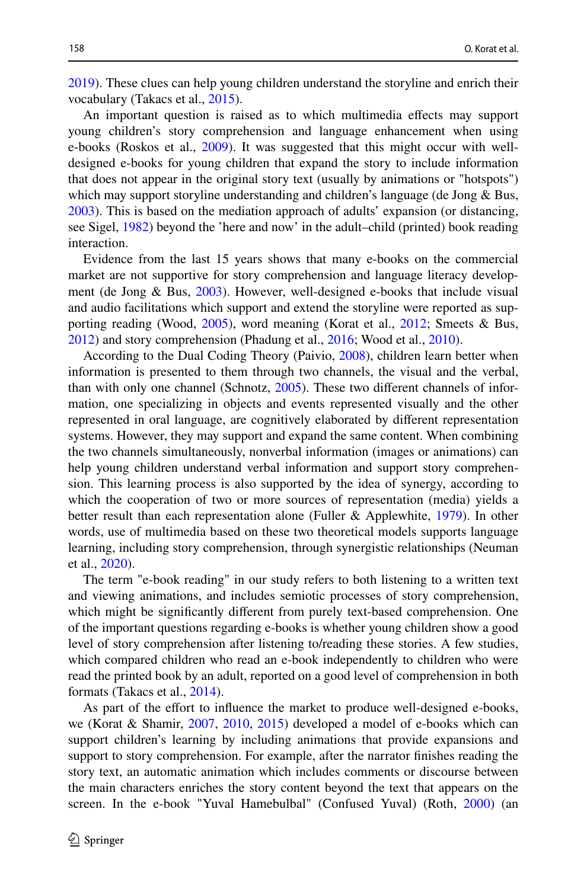2019). These clues can help young children understand the storyline and enrich their vocabulary (Takacs et al., 2015).

An important question is raised as to which multimedia effects may support young children's story comprehension and language enhancement when using e-books (Roskos et al., 2009). It was suggested that this might occur with well-designed e-books for young children that expand the story to include information that does not appear in the original story text (usually by animations or "hotspots") which may support storyline understanding and children's language (de Jong & Bus, 2003). This is based on the mediation approach of adults' expansion (or distancing, see Sigel, 1982) beyond the 'here and now' in the adult–child (printed) book reading interaction.

Evidence from the last 15 years shows that many e-books on the commercial market are not supportive for story comprehension and language literacy development (de Jong & Bus, 2003). However, well-designed e-books that include visual and audio facilitations which support and extend the storyline were reported as supporting reading (Wood, 2005), word meaning (Korat et al., 2012; Smeets & Bus, 2012) and story comprehension (Phadung et al., 2016; Wood et al., 2010).

According to the Dual Coding Theory (Paivio, 2008), children learn better when information is presented to them through two channels, the visual and the verbal, than with only one channel (Schnotz, 2005). These two different channels of information, one specializing in objects and events represented visually and the other represented in oral language, are cognitively elaborated by different representation systems. However, they may support and expand the same content. When combining the two channels simultaneously, nonverbal information (images or animations) can help young children understand verbal information and support story comprehension. This learning process is also supported by the idea of synergy, according to which the cooperation of two or more sources of representation (media) yields a better result than each representation alone (Fuller & Applewhite, 1979). In other words, use of multimedia based on these two theoretical models supports language learning, including story comprehension, through synergistic relationships (Neuman et al., 2020).

The term "e-book reading" in our study refers to both listening to a written text and viewing animations, and includes semiotic processes of story comprehension, which might be significantly different from purely text-based comprehension. One of the important questions regarding e-books is whether young children show a good level of story comprehension after listening to/reading these stories. A few studies, which compared children who read an e-book independently to children who were read the printed book by an adult, reported on a good level of comprehension in both formats (Takacs et al., 2014).

As part of the effort to influence the market to produce well-designed e-books, we (Korat & Shamir, 2007, 2010, 2015) developed a model of e-books which can support children's learning by including animations that provide expansions and support to story comprehension. For example, after the narrator finishes reading the story text, an automatic animation which includes comments or discourse between the main characters enriches the story content beyond the text that appears on the screen. In the e-book "Yuval Hamebulbal" (Confused Yuval) (Roth, 2000) (an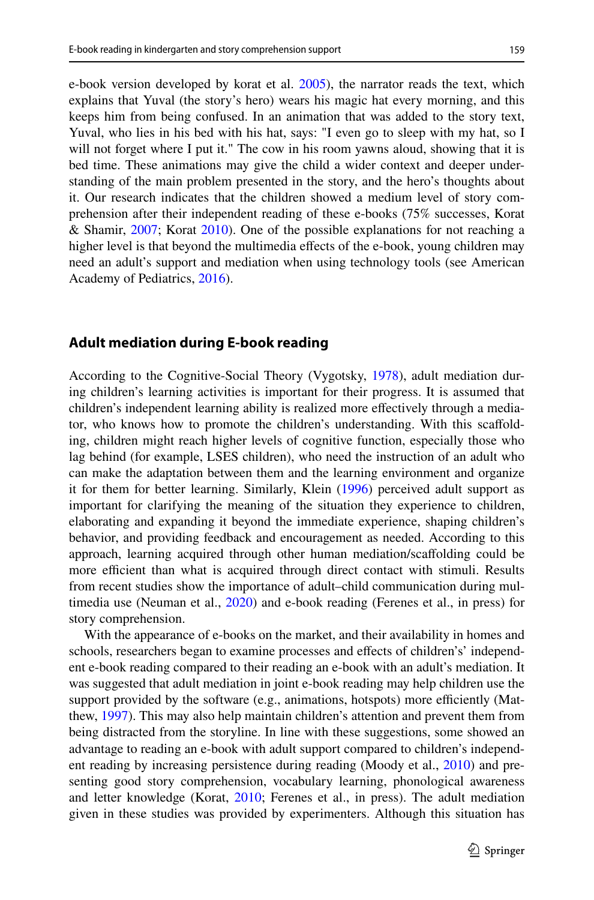e-book version developed by korat et al. 2005), the narrator reads the text, which explains that Yuval (the story's hero) wears his magic hat every morning, and this keeps him from being confused. In an animation that was added to the story text, Yuval, who lies in his bed with his hat, says: "I even go to sleep with my hat, so I will not forget where I put it." The cow in his room yawns aloud, showing that it is bed time. These animations may give the child a wider context and deeper understanding of the main problem presented in the story, and the hero's thoughts about it. Our research indicates that the children showed a medium level of story comprehension after their independent reading of these e-books (75% successes, Korat & Shamir, 2007; Korat 2010). One of the possible explanations for not reaching a higher level is that beyond the multimedia effects of the e-book, young children may need an adult's support and mediation when using technology tools (see American Academy of Pediatrics, 2016).

## Adult mediation during E-book reading

According to the Cognitive-Social Theory (Vygotsky, 1978), adult mediation during children's learning activities is important for their progress. It is assumed that children's independent learning ability is realized more effectively through a mediator, who knows how to promote the children's understanding. With this scaffolding, children might reach higher levels of cognitive function, especially those who lag behind (for example, LSES children), who need the instruction of an adult who can make the adaptation between them and the learning environment and organize it for them for better learning. Similarly, Klein (1996) perceived adult support as important for clarifying the meaning of the situation they experience to children, elaborating and expanding it beyond the immediate experience, shaping children's behavior, and providing feedback and encouragement as needed. According to this approach, learning acquired through other human mediation/scaffolding could be more efficient than what is acquired through direct contact with stimuli. Results from recent studies show the importance of adult–child communication during multimedia use (Neuman et al., 2020) and e-book reading (Ferenes et al., in press) for story comprehension.

With the appearance of e-books on the market, and their availability in homes and schools, researchers began to examine processes and effects of children's' independent e-book reading compared to their reading an e-book with an adult's mediation. It was suggested that adult mediation in joint e-book reading may help children use the support provided by the software (e.g., animations, hotspots) more efficiently (Matthew, 1997). This may also help maintain children's attention and prevent them from being distracted from the storyline. In line with these suggestions, some showed an advantage to reading an e-book with adult support compared to children's independent reading by increasing persistence during reading (Moody et al., 2010) and presenting good story comprehension, vocabulary learning, phonological awareness and letter knowledge (Korat, 2010; Ferenes et al., in press). The adult mediation given in these studies was provided by experimenters. Although this situation has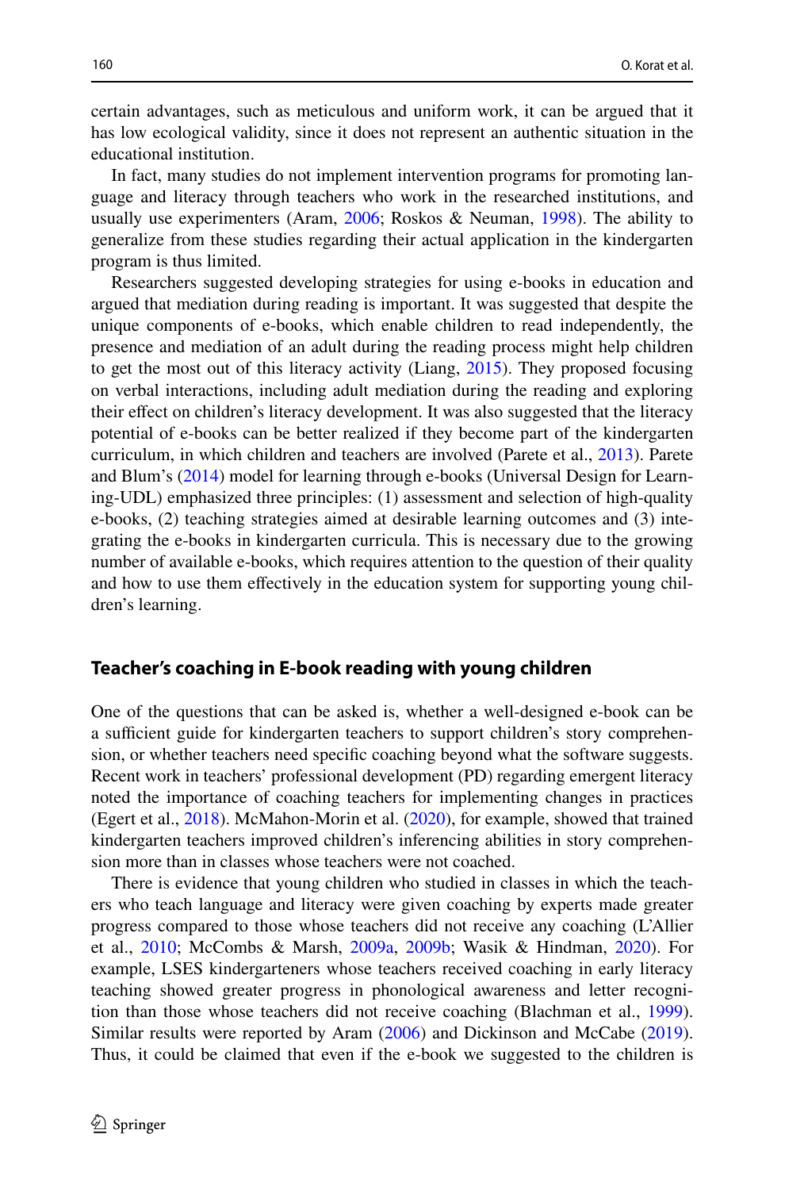certain advantages, such as meticulous and uniform work, it can be argued that it has low ecological validity, since it does not represent an authentic situation in the educational institution.

In fact, many studies do not implement intervention programs for promoting language and literacy through teachers who work in the researched institutions, and usually use experimenters (Aram, 2006; Roskos & Neuman, 1998). The ability to generalize from these studies regarding their actual application in the kindergarten program is thus limited.

Researchers suggested developing strategies for using e-books in education and argued that mediation during reading is important. It was suggested that despite the unique components of e-books, which enable children to read independently, the presence and mediation of an adult during the reading process might help children to get the most out of this literacy activity (Liang, 2015). They proposed focusing on verbal interactions, including adult mediation during the reading and exploring their effect on children's literacy development. It was also suggested that the literacy potential of e-books can be better realized if they become part of the kindergarten curriculum, in which children and teachers are involved (Parete et al., 2013). Parete and Blum's (2014) model for learning through e-books (Universal Design for Learning-UDL) emphasized three principles: (1) assessment and selection of high-quality e-books, (2) teaching strategies aimed at desirable learning outcomes and (3) integrating the e-books in kindergarten curricula. This is necessary due to the growing number of available e-books, which requires attention to the question of their quality and how to use them effectively in the education system for supporting young children's learning.

## Teacher's coaching in E-book reading with young children

One of the questions that can be asked is, whether a well-designed e-book can be a sufficient guide for kindergarten teachers to support children's story comprehension, or whether teachers need specific coaching beyond what the software suggests. Recent work in teachers' professional development (PD) regarding emergent literacy noted the importance of coaching teachers for implementing changes in practices (Egert et al., 2018). McMahon-Morin et al. (2020), for example, showed that trained kindergarten teachers improved children's inferencing abilities in story comprehension more than in classes whose teachers were not coached.

There is evidence that young children who studied in classes in which the teachers who teach language and literacy were given coaching by experts made greater progress compared to those whose teachers did not receive any coaching (L'Allier et al., 2010; McCombs & Marsh, 2009a, 2009b; Wasik & Hindman, 2020). For example, LSES kindergarteners whose teachers received coaching in early literacy teaching showed greater progress in phonological awareness and letter recognition than those whose teachers did not receive coaching (Blachman et al., 1999). Similar results were reported by Aram (2006) and Dickinson and McCabe (2019). Thus, it could be claimed that even if the e-book we suggested to the children is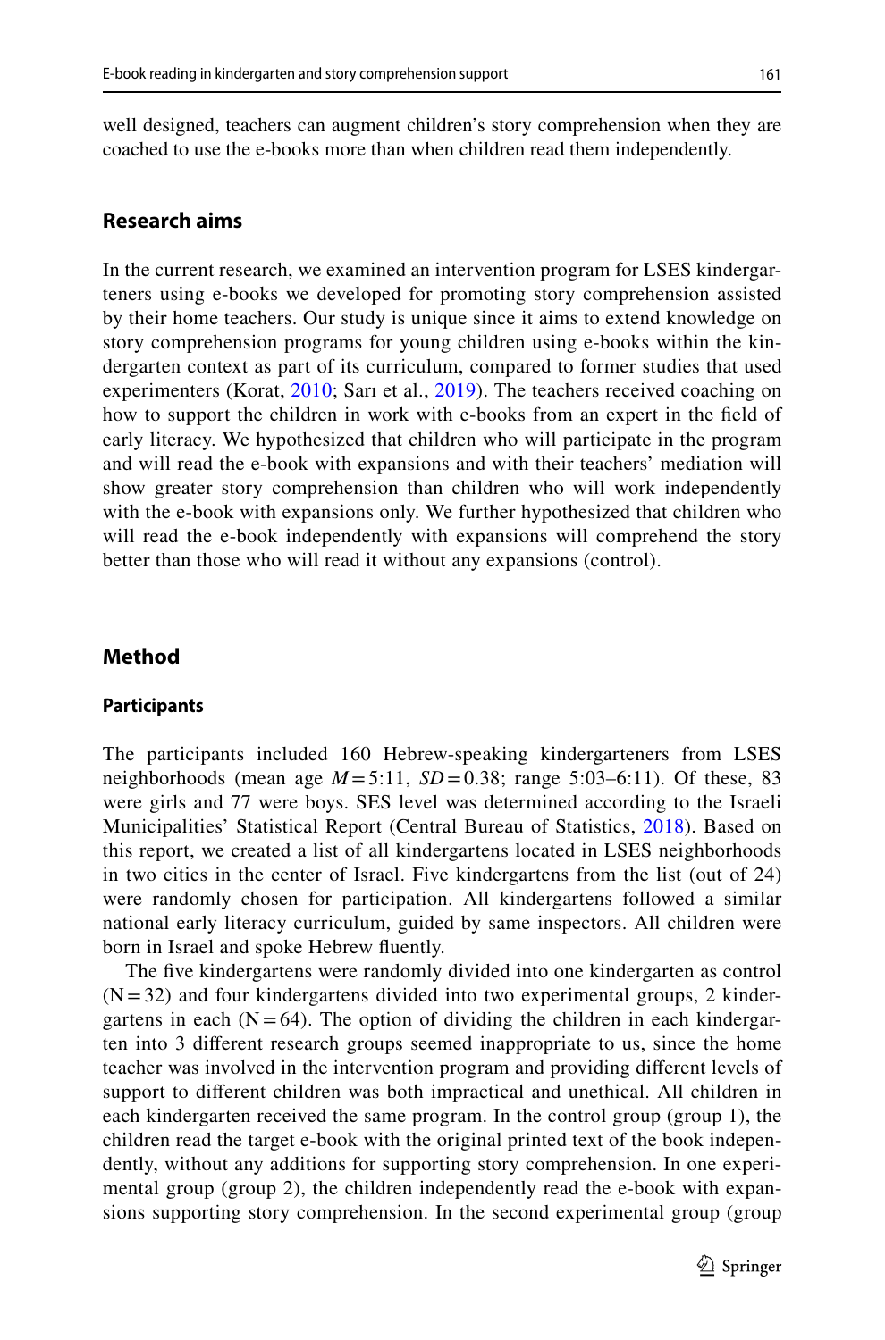well designed, teachers can augment children's story comprehension when they are coached to use the e-books more than when children read them independently.

## Research aims

In the current research, we examined an intervention program for LSES kindergarteners using e-books we developed for promoting story comprehension assisted by their home teachers. Our study is unique since it aims to extend knowledge on story comprehension programs for young children using e-books within the kindergarten context as part of its curriculum, compared to former studies that used experimenters (Korat, 2010; Sarı et al., 2019). The teachers received coaching on how to support the children in work with e-books from an expert in the field of early literacy. We hypothesized that children who will participate in the program and will read the e-book with expansions and with their teachers' mediation will show greater story comprehension than children who will work independently with the e-book with expansions only. We further hypothesized that children who will read the e-book independently with expansions will comprehend the story better than those who will read it without any expansions (control).

## Method

### Participants

The participants included 160 Hebrew-speaking kindergarteners from LSES neighborhoods (mean age $M = 5{:}11$, $SD = 0.38$; range 5:03–6:11). Of these, 83 were girls and 77 were boys. SES level was determined according to the Israeli Municipalities' Statistical Report (Central Bureau of Statistics, 2018). Based on this report, we created a list of all kindergartens located in LSES neighborhoods in two cities in the center of Israel. Five kindergartens from the list (out of 24) were randomly chosen for participation. All kindergartens followed a similar national early literacy curriculum, guided by same inspectors. All children were born in Israel and spoke Hebrew fluently.

The five kindergartens were randomly divided into one kindergarten as control ($N = 32$) and four kindergartens divided into two experimental groups, 2 kindergartens in each ($N = 64$). The option of dividing the children in each kindergarten into 3 different research groups seemed inappropriate to us, since the home teacher was involved in the intervention program and providing different levels of support to different children was both impractical and unethical. All children in each kindergarten received the same program. In the control group (group 1), the children read the target e-book with the original printed text of the book independently, without any additions for supporting story comprehension. In one experimental group (group 2), the children independently read the e-book with expansions supporting story comprehension. In the second experimental group (group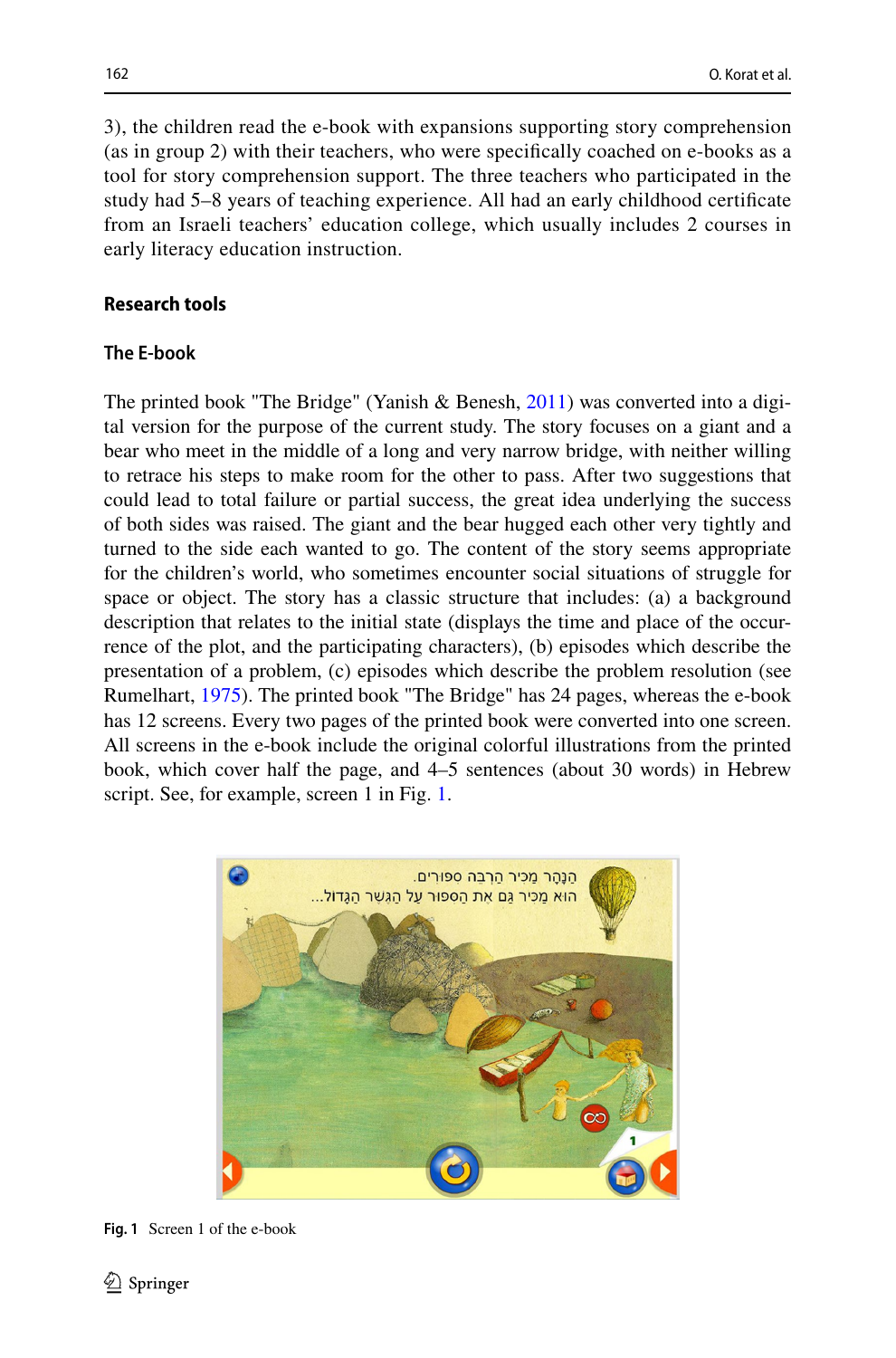3), the children read the e-book with expansions supporting story comprehension (as in group 2) with their teachers, who were specifically coached on e-books as a tool for story comprehension support. The three teachers who participated in the study had 5–8 years of teaching experience. All had an early childhood certificate from an Israeli teachers' education college, which usually includes 2 courses in early literacy education instruction.

## Research tools

### The E-book

The printed book "The Bridge" (Yanish & Benesh, 2011) was converted into a digital version for the purpose of the current study. The story focuses on a giant and a bear who meet in the middle of a long and very narrow bridge, with neither willing to retrace his steps to make room for the other to pass. After two suggestions that could lead to total failure or partial success, the great idea underlying the success of both sides was raised. The giant and the bear hugged each other very tightly and turned to the side each wanted to go. The content of the story seems appropriate for the children's world, who sometimes encounter social situations of struggle for space or object. The story has a classic structure that includes: (a) a background description that relates to the initial state (displays the time and place of the occurrence of the plot, and the participating characters), (b) episodes which describe the presentation of a problem, (c) episodes which describe the problem resolution (see Rumelhart, 1975). The printed book "The Bridge" has 24 pages, whereas the e-book has 12 screens. Every two pages of the printed book were converted into one screen. All screens in the e-book include the original colorful illustrations from the printed book, which cover half the page, and 4–5 sentences (about 30 words) in Hebrew script. See, for example, screen 1 in Fig. 1.

**Fig. 1** Screen 1 of the e-book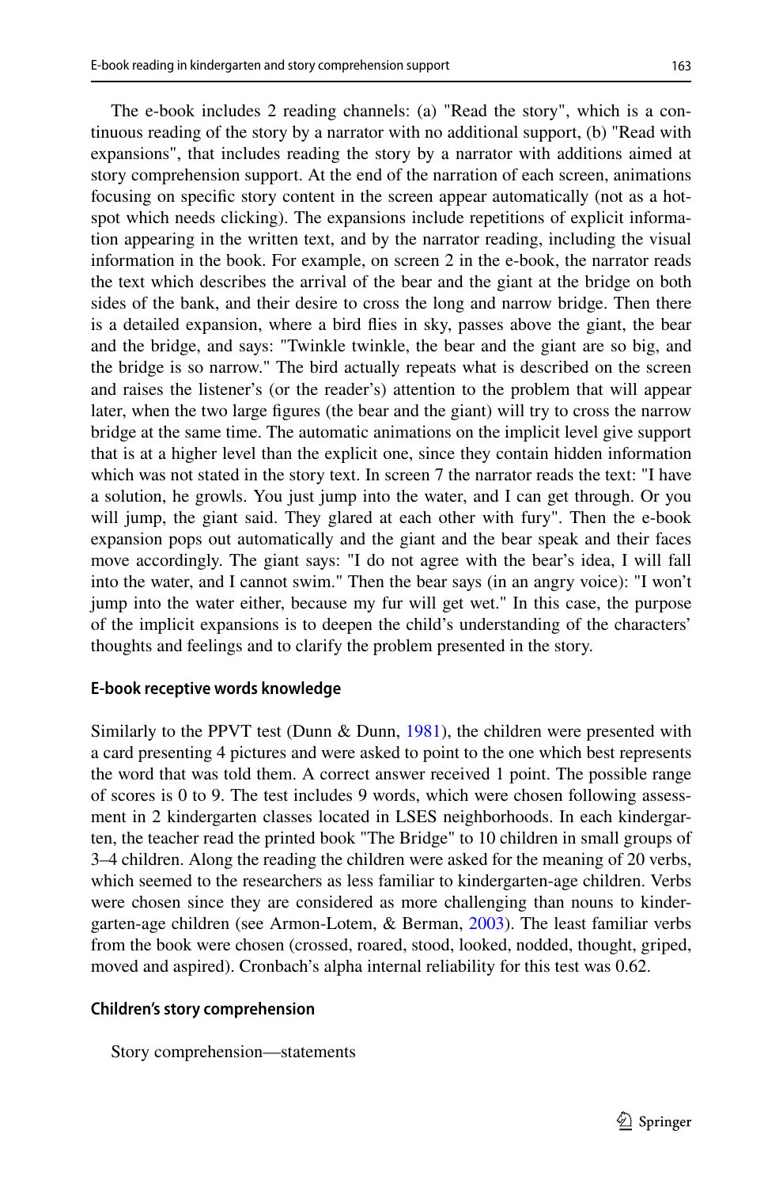The e-book includes 2 reading channels: (a) "Read the story", which is a continuous reading of the story by a narrator with no additional support, (b) "Read with expansions", that includes reading the story by a narrator with additions aimed at story comprehension support. At the end of the narration of each screen, animations focusing on specific story content in the screen appear automatically (not as a hotspot which needs clicking). The expansions include repetitions of explicit information appearing in the written text, and by the narrator reading, including the visual information in the book. For example, on screen 2 in the e-book, the narrator reads the text which describes the arrival of the bear and the giant at the bridge on both sides of the bank, and their desire to cross the long and narrow bridge. Then there is a detailed expansion, where a bird flies in sky, passes above the giant, the bear and the bridge, and says: "Twinkle twinkle, the bear and the giant are so big, and the bridge is so narrow." The bird actually repeats what is described on the screen and raises the listener's (or the reader's) attention to the problem that will appear later, when the two large figures (the bear and the giant) will try to cross the narrow bridge at the same time. The automatic animations on the implicit level give support that is at a higher level than the explicit one, since they contain hidden information which was not stated in the story text. In screen 7 the narrator reads the text: "I have a solution, he growls. You just jump into the water, and I can get through. Or you will jump, the giant said. They glared at each other with fury". Then the e-book expansion pops out automatically and the giant and the bear speak and their faces move accordingly. The giant says: "I do not agree with the bear's idea, I will fall into the water, and I cannot swim." Then the bear says (in an angry voice): "I won't jump into the water either, because my fur will get wet." In this case, the purpose of the implicit expansions is to deepen the child's understanding of the characters' thoughts and feelings and to clarify the problem presented in the story.

#### E-book receptive words knowledge

Similarly to the PPVT test (Dunn & Dunn, 1981), the children were presented with a card presenting 4 pictures and were asked to point to the one which best represents the word that was told them. A correct answer received 1 point. The possible range of scores is 0 to 9. The test includes 9 words, which were chosen following assessment in 2 kindergarten classes located in LSES neighborhoods. In each kindergarten, the teacher read the printed book "The Bridge" to 10 children in small groups of 3–4 children. Along the reading the children were asked for the meaning of 20 verbs, which seemed to the researchers as less familiar to kindergarten-age children. Verbs were chosen since they are considered as more challenging than nouns to kindergarten-age children (see Armon-Lotem, & Berman, 2003). The least familiar verbs from the book were chosen (crossed, roared, stood, looked, nodded, thought, griped, moved and aspired). Cronbach's alpha internal reliability for this test was 0.62.

#### Children's story comprehension

Story comprehension—statements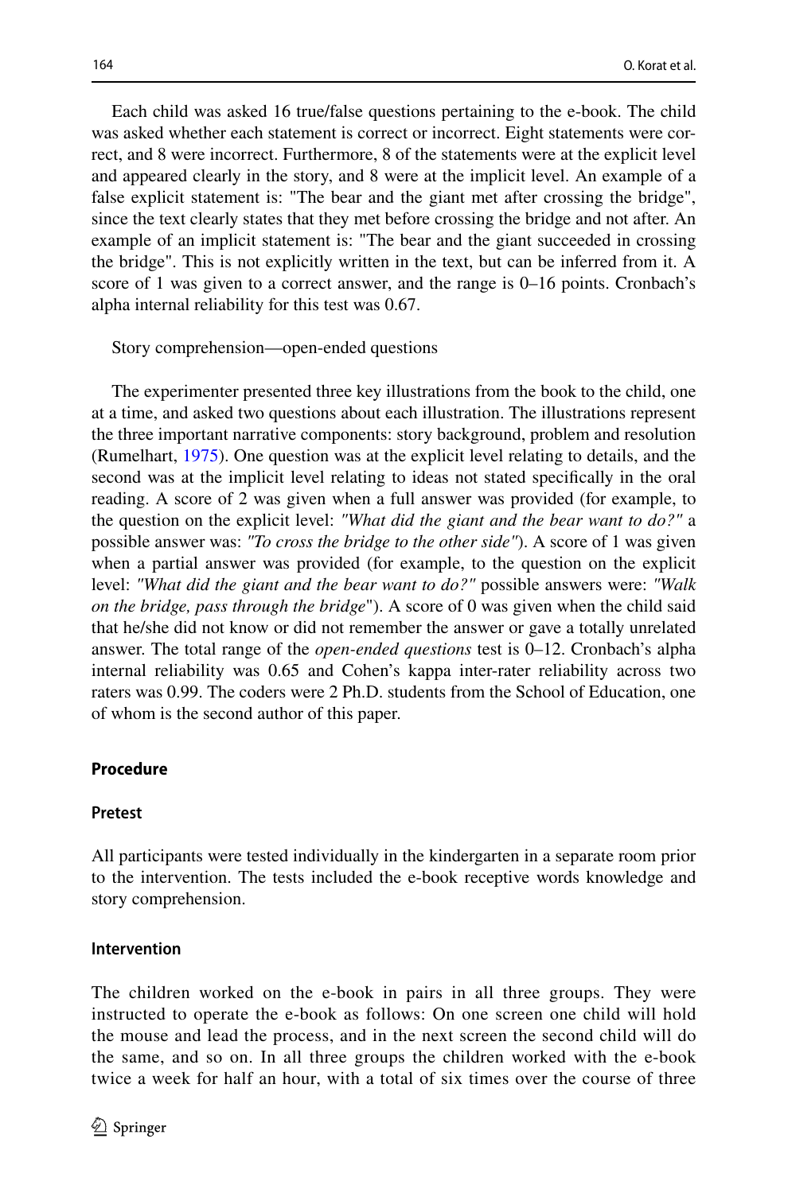Each child was asked 16 true/false questions pertaining to the e-book. The child was asked whether each statement is correct or incorrect. Eight statements were correct, and 8 were incorrect. Furthermore, 8 of the statements were at the explicit level and appeared clearly in the story, and 8 were at the implicit level. An example of a false explicit statement is: "The bear and the giant met after crossing the bridge", since the text clearly states that they met before crossing the bridge and not after. An example of an implicit statement is: "The bear and the giant succeeded in crossing the bridge". This is not explicitly written in the text, but can be inferred from it. A score of 1 was given to a correct answer, and the range is 0–16 points. Cronbach's alpha internal reliability for this test was 0.67.

Story comprehension—open-ended questions

The experimenter presented three key illustrations from the book to the child, one at a time, and asked two questions about each illustration. The illustrations represent the three important narrative components: story background, problem and resolution (Rumelhart, 1975). One question was at the explicit level relating to details, and the second was at the implicit level relating to ideas not stated specifically in the oral reading. A score of 2 was given when a full answer was provided (for example, to the question on the explicit level: *"What did the giant and the bear want to do?"* a possible answer was: *"To cross the bridge to the other side"*). A score of 1 was given when a partial answer was provided (for example, to the question on the explicit level: *"What did the giant and the bear want to do?"* possible answers were: *"Walk on the bridge, pass through the bridge"*). A score of 0 was given when the child said that he/she did not know or did not remember the answer or gave a totally unrelated answer. The total range of the *open-ended questions* test is 0–12. Cronbach's alpha internal reliability was 0.65 and Cohen's kappa inter-rater reliability across two raters was 0.99. The coders were 2 Ph.D. students from the School of Education, one of whom is the second author of this paper.

## Procedure

### Pretest

All participants were tested individually in the kindergarten in a separate room prior to the intervention. The tests included the e-book receptive words knowledge and story comprehension.

### Intervention

The children worked on the e-book in pairs in all three groups. They were instructed to operate the e-book as follows: On one screen one child will hold the mouse and lead the process, and in the next screen the second child will do the same, and so on. In all three groups the children worked with the e-book twice a week for half an hour, with a total of six times over the course of three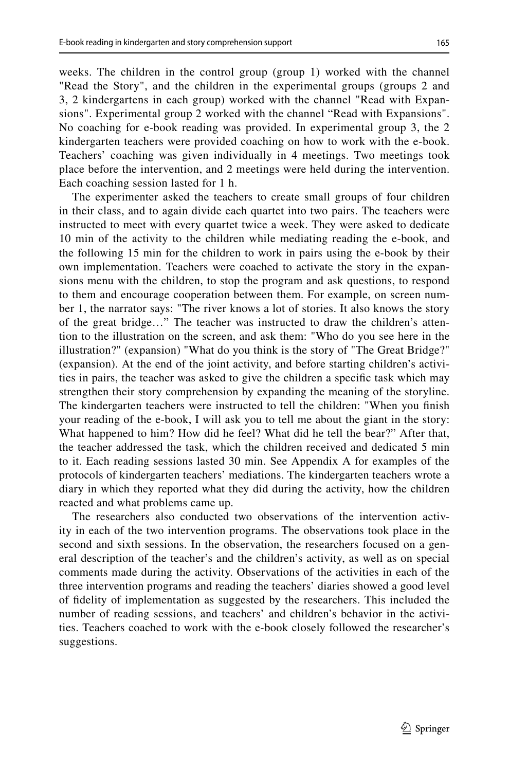weeks. The children in the control group (group 1) worked with the channel "Read the Story", and the children in the experimental groups (groups 2 and 3, 2 kindergartens in each group) worked with the channel "Read with Expansions". Experimental group 2 worked with the channel “Read with Expansions". No coaching for e-book reading was provided. In experimental group 3, the 2 kindergarten teachers were provided coaching on how to work with the e-book. Teachers' coaching was given individually in 4 meetings. Two meetings took place before the intervention, and 2 meetings were held during the intervention. Each coaching session lasted for 1 h.

The experimenter asked the teachers to create small groups of four children in their class, and to again divide each quartet into two pairs. The teachers were instructed to meet with every quartet twice a week. They were asked to dedicate 10 min of the activity to the children while mediating reading the e-book, and the following 15 min for the children to work in pairs using the e-book by their own implementation. Teachers were coached to activate the story in the expansions menu with the children, to stop the program and ask questions, to respond to them and encourage cooperation between them. For example, on screen number 1, the narrator says: "The river knows a lot of stories. It also knows the story of the great bridge…" The teacher was instructed to draw the children's attention to the illustration on the screen, and ask them: "Who do you see here in the illustration?" (expansion) "What do you think is the story of "The Great Bridge?" (expansion). At the end of the joint activity, and before starting children's activities in pairs, the teacher was asked to give the children a specific task which may strengthen their story comprehension by expanding the meaning of the storyline. The kindergarten teachers were instructed to tell the children: "When you finish your reading of the e-book, I will ask you to tell me about the giant in the story: What happened to him? How did he feel? What did he tell the bear?" After that, the teacher addressed the task, which the children received and dedicated 5 min to it. Each reading sessions lasted 30 min. See Appendix A for examples of the protocols of kindergarten teachers' mediations. The kindergarten teachers wrote a diary in which they reported what they did during the activity, how the children reacted and what problems came up.

The researchers also conducted two observations of the intervention activity in each of the two intervention programs. The observations took place in the second and sixth sessions. In the observation, the researchers focused on a general description of the teacher's and the children's activity, as well as on special comments made during the activity. Observations of the activities in each of the three intervention programs and reading the teachers' diaries showed a good level of fidelity of implementation as suggested by the researchers. This included the number of reading sessions, and teachers' and children's behavior in the activities. Teachers coached to work with the e-book closely followed the researcher's suggestions.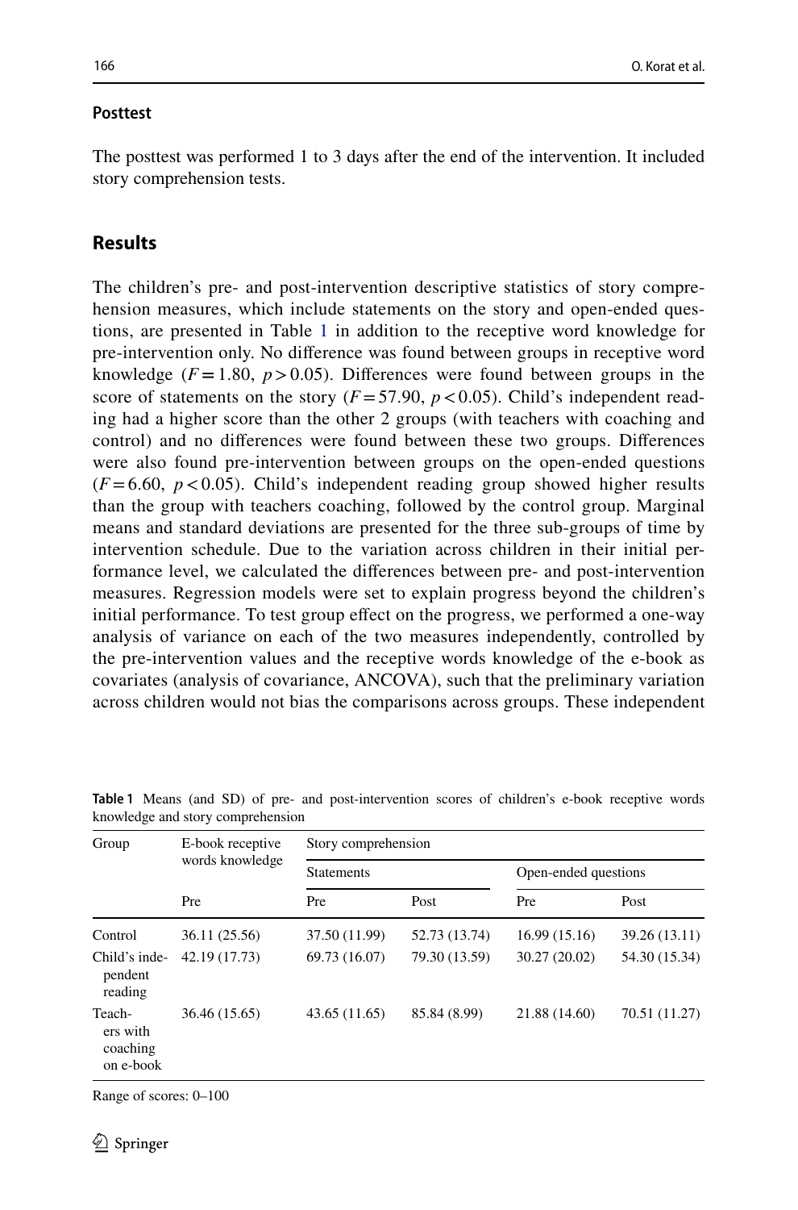### Posttest

The posttest was performed 1 to 3 days after the end of the intervention. It included story comprehension tests.

## Results

The children's pre- and post-intervention descriptive statistics of story comprehension measures, which include statements on the story and open-ended questions, are presented in Table 1 in addition to the receptive word knowledge for pre-intervention only. No difference was found between groups in receptive word knowledge ($F = 1.80$, $p > 0.05$). Differences were found between groups in the score of statements on the story ($F = 57.90$, $p < 0.05$). Child's independent reading had a higher score than the other 2 groups (with teachers with coaching and control) and no differences were found between these two groups. Differences were also found pre-intervention between groups on the open-ended questions ($F = 6.60$, $p < 0.05$). Child's independent reading group showed higher results than the group with teachers coaching, followed by the control group. Marginal means and standard deviations are presented for the three sub-groups of time by intervention schedule. Due to the variation across children in their initial performance level, we calculated the differences between pre- and post-intervention measures. Regression models were set to explain progress beyond the children's initial performance. To test group effect on the progress, we performed a one-way analysis of variance on each of the two measures independently, controlled by the pre-intervention values and the receptive words knowledge of the e-book as covariates (analysis of covariance, ANCOVA), such that the preliminary variation across children would not bias the comparisons across groups. These independent

**Table 1** Means (and SD) of pre- and post-intervention scores of children's e-book receptive words knowledge and story comprehension

| Group | E-book receptive words knowledge | Story comprehension | | | |
|---|---|---|---|---|---|
| | | Statements | | Open-ended questions | |
| | Pre | Pre | Post | Pre | Post |
| Control | 36.11 (25.56) | 37.50 (11.99) | 52.73 (13.74) | 16.99 (15.16) | 39.26 (13.11) |
| Child's independent reading | 42.19 (17.73) | 69.73 (16.07) | 79.30 (13.59) | 30.27 (20.02) | 54.30 (15.34) |
| Teachers with coaching on e-book | 36.46 (15.65) | 43.65 (11.65) | 85.84 (8.99) | 21.88 (14.60) | 70.51 (11.27) |

Range of scores: 0–100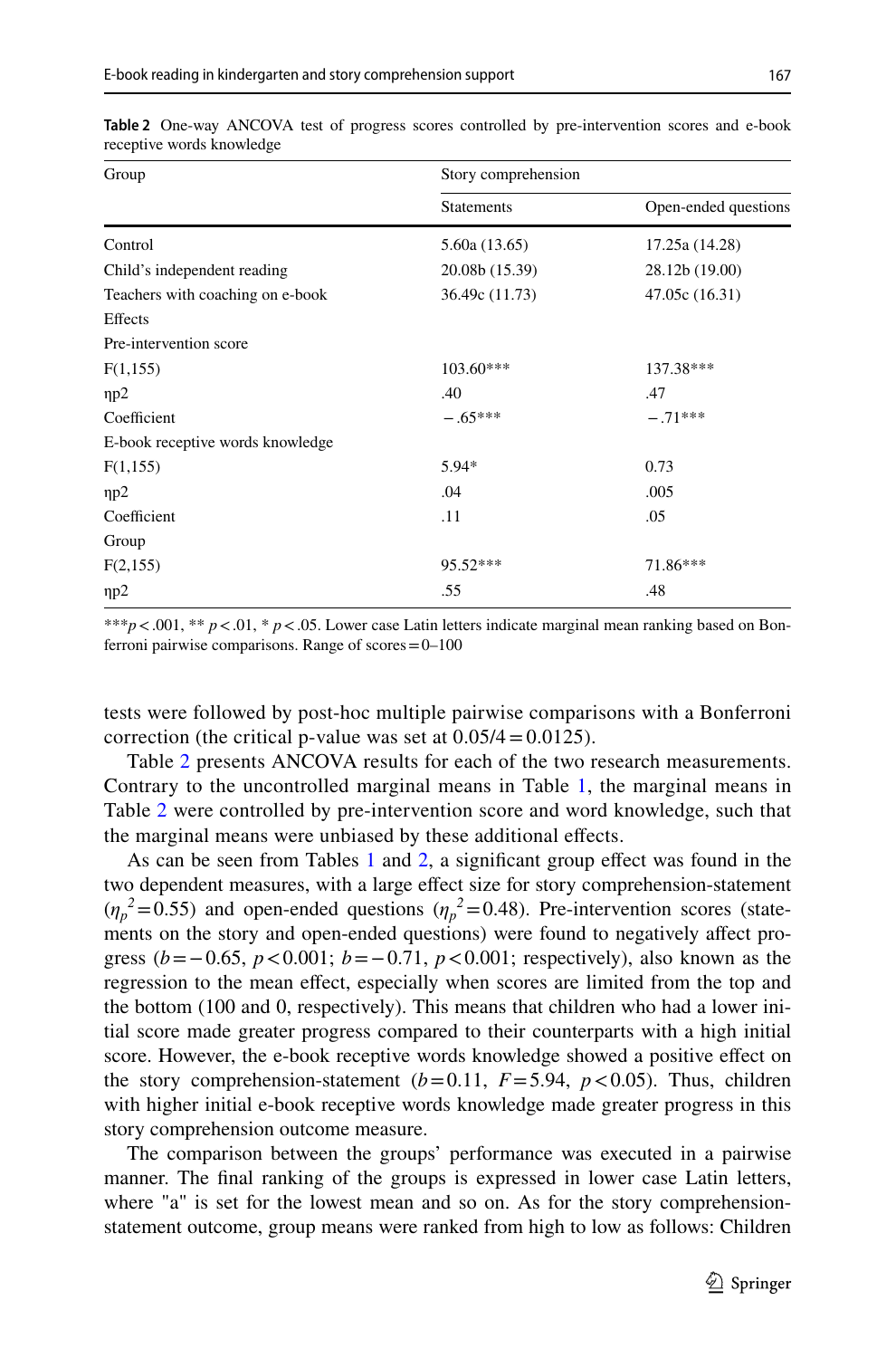**Table 2** One-way ANCOVA test of progress scores controlled by pre-intervention scores and e-book receptive words knowledge

| Group | Story comprehension | |
|---|---|---|
| | Statements | Open-ended questions |
| Control | 5.60a (13.65) | 17.25a (14.28) |
| Child's independent reading | 20.08b (15.39) | 28.12b (19.00) |
| Teachers with coaching on e-book | 36.49c (11.73) | 47.05c (16.31) |
| Effects | | |
| Pre-intervention score | | |
| F(1,155) | 103.60*** | 137.38*** |
| ηp2 | .40 | .47 |
| Coefficient | −.65*** | −.71*** |
| E-book receptive words knowledge | | |
| F(1,155) | 5.94* | 0.73 |
| ηp2 | .04 | .005 |
| Coefficient | .11 | .05 |
| Group | | |
| F(2,155) | 95.52*** | 71.86*** |
| ηp2 | .55 | .48 |

****p* < .001, ** *p* < .01, * *p* < .05. Lower case Latin letters indicate marginal mean ranking based on Bonferroni pairwise comparisons. Range of scores = 0–100

tests were followed by post-hoc multiple pairwise comparisons with a Bonferroni correction (the critical p-value was set at $0.05/4 = 0.0125$).

Table 2 presents ANCOVA results for each of the two research measurements. Contrary to the uncontrolled marginal means in Table 1, the marginal means in Table 2 were controlled by pre-intervention score and word knowledge, such that the marginal means were unbiased by these additional effects.

As can be seen from Tables 1 and 2, a significant group effect was found in the two dependent measures, with a large effect size for story comprehension-statement ($\eta_p^2 = 0.55$) and open-ended questions ($\eta_p^2 = 0.48$). Pre-intervention scores (statements on the story and open-ended questions) were found to negatively affect progress ($b = -0.65$, $p < 0.001$; $b = -0.71$, $p < 0.001$; respectively), also known as the regression to the mean effect, especially when scores are limited from the top and the bottom (100 and 0, respectively). This means that children who had a lower initial score made greater progress compared to their counterparts with a high initial score. However, the e-book receptive words knowledge showed a positive effect on the story comprehension-statement ($b = 0.11$, $F = 5.94$, $p < 0.05$). Thus, children with higher initial e-book receptive words knowledge made greater progress in this story comprehension outcome measure.

The comparison between the groups' performance was executed in a pairwise manner. The final ranking of the groups is expressed in lower case Latin letters, where "a" is set for the lowest mean and so on. As for the story comprehension-statement outcome, group means were ranked from high to low as follows: Children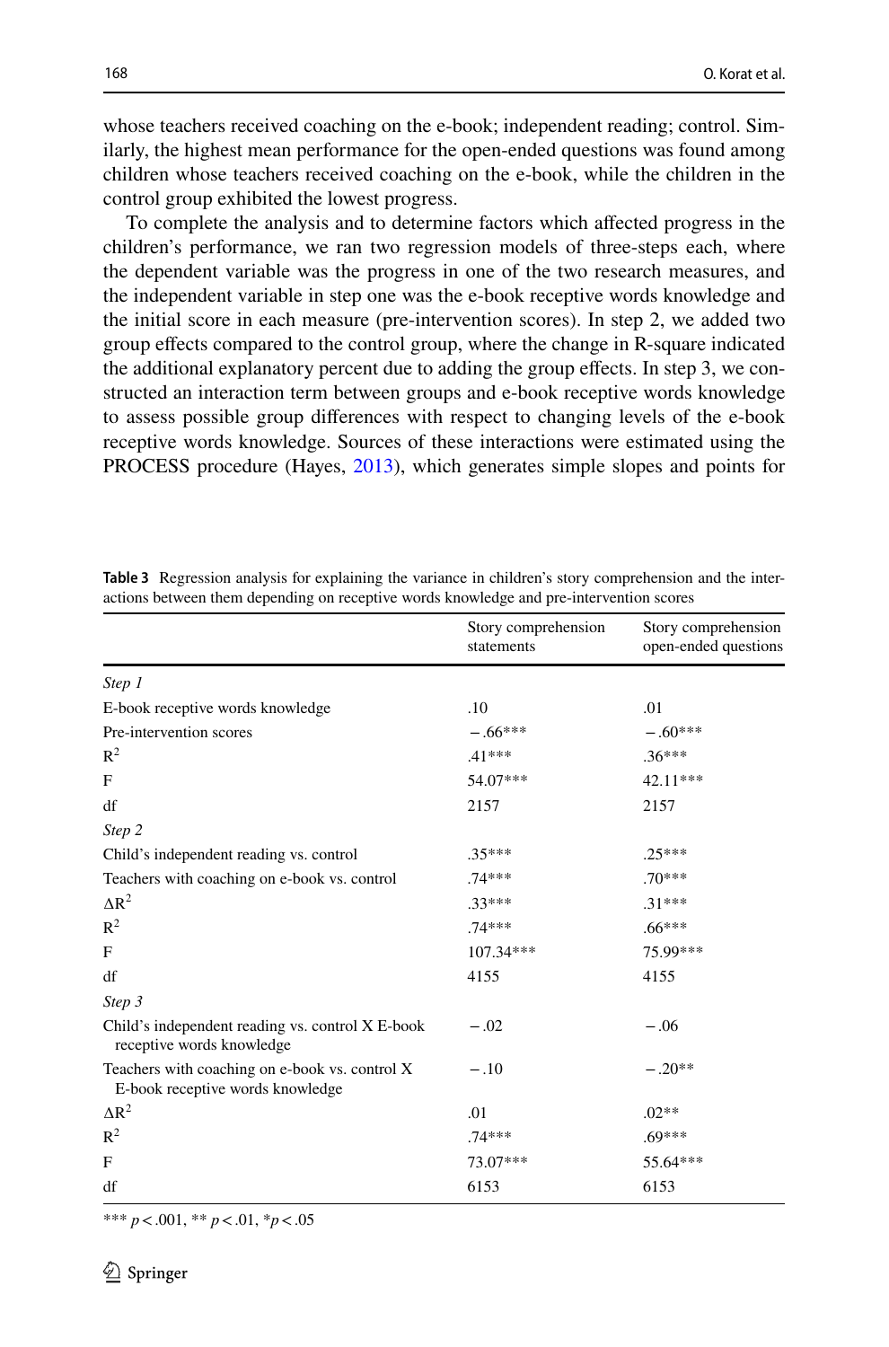whose teachers received coaching on the e-book; independent reading; control. Similarly, the highest mean performance for the open-ended questions was found among children whose teachers received coaching on the e-book, while the children in the control group exhibited the lowest progress.

To complete the analysis and to determine factors which affected progress in the children's performance, we ran two regression models of three-steps each, where the dependent variable was the progress in one of the two research measures, and the independent variable in step one was the e-book receptive words knowledge and the initial score in each measure (pre-intervention scores). In step 2, we added two group effects compared to the control group, where the change in R-square indicated the additional explanatory percent due to adding the group effects. In step 3, we constructed an interaction term between groups and e-book receptive words knowledge to assess possible group differences with respect to changing levels of the e-book receptive words knowledge. Sources of these interactions were estimated using the PROCESS procedure (Hayes, 2013), which generates simple slopes and points for

**Table 3** Regression analysis for explaining the variance in children's story comprehension and the interactions between them depending on receptive words knowledge and pre-intervention scores

| | Story comprehension statements | Story comprehension open-ended questions |
|---|---|---|
| *Step 1* | | |
| E-book receptive words knowledge | .10 | .01 |
| Pre-intervention scores | −.66*** | −.60*** |
| $R^2$ | .41*** | .36*** |
| F | 54.07*** | 42.11*** |
| df | 2157 | 2157 |
| *Step 2* | | |
| Child's independent reading vs. control | .35*** | .25*** |
| Teachers with coaching on e-book vs. control | .74*** | .70*** |
| $\Delta R^2$ | .33*** | .31*** |
| $R^2$ | .74*** | .66*** |
| F | 107.34*** | 75.99*** |
| df | 4155 | 4155 |
| *Step 3* | | |
| Child's independent reading vs. control X E-book receptive words knowledge | −.02 | −.06 |
| Teachers with coaching on e-book vs. control X E-book receptive words knowledge | −.10 | −.20** |
| $\Delta R^2$ | .01 | .02** |
| $R^2$ | .74*** | .69*** |
| F | 73.07*** | 55.64*** |
| df | 6153 | 6153 |

*** $p < .001$, ** $p < .01$, * $p < .05$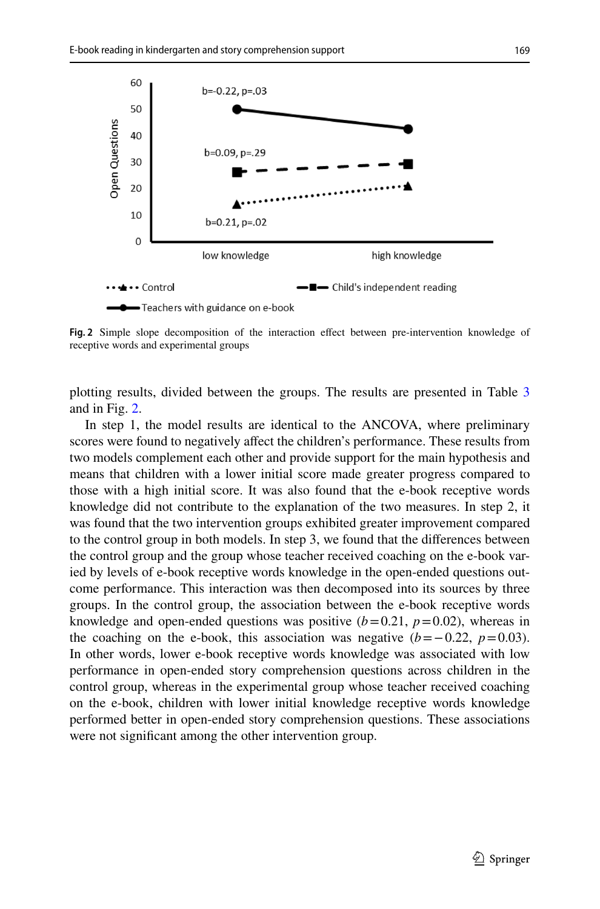Fig. 2 Simple slope decomposition of the interaction effect between pre-intervention knowledge of receptive words and experimental groups

plotting results, divided between the groups. The results are presented in Table 3 and in Fig. 2.

In step 1, the model results are identical to the ANCOVA, where preliminary scores were found to negatively affect the children's performance. These results from two models complement each other and provide support for the main hypothesis and means that children with a lower initial score made greater progress compared to those with a high initial score. It was also found that the e-book receptive words knowledge did not contribute to the explanation of the two measures. In step 2, it was found that the two intervention groups exhibited greater improvement compared to the control group in both models. In step 3, we found that the differences between the control group and the group whose teacher received coaching on the e-book varied by levels of e-book receptive words knowledge in the open-ended questions outcome performance. This interaction was then decomposed into its sources by three groups. In the control group, the association between the e-book receptive words knowledge and open-ended questions was positive ($b=0.21$, $p=0.02$), whereas in the coaching on the e-book, this association was negative ($b=-0.22$, $p=0.03$). In other words, lower e-book receptive words knowledge was associated with low performance in open-ended story comprehension questions across children in the control group, whereas in the experimental group whose teacher received coaching on the e-book, children with lower initial knowledge receptive words knowledge performed better in open-ended story comprehension questions. These associations were not significant among the other intervention group.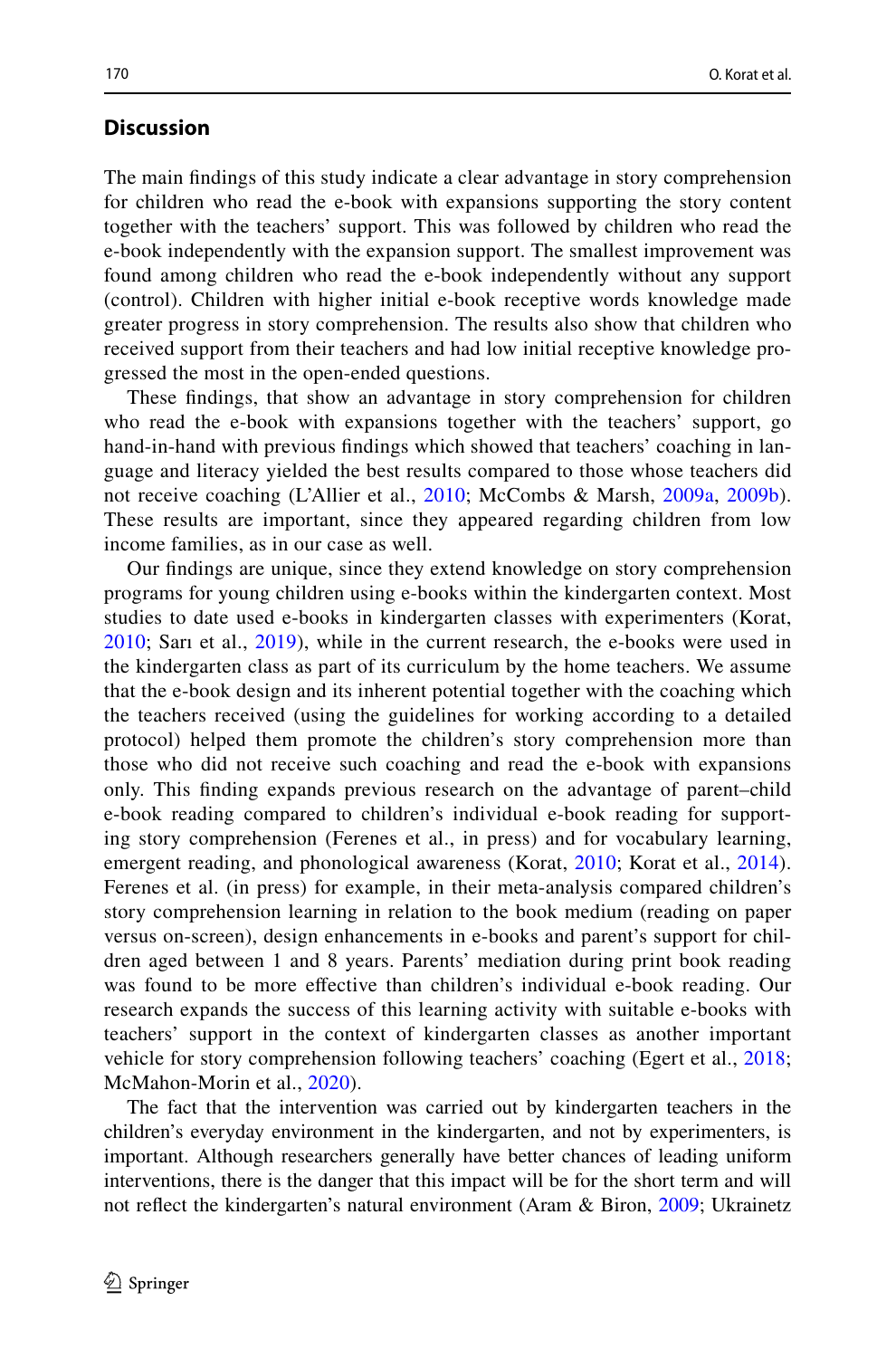## Discussion

The main findings of this study indicate a clear advantage in story comprehension for children who read the e-book with expansions supporting the story content together with the teachers' support. This was followed by children who read the e-book independently with the expansion support. The smallest improvement was found among children who read the e-book independently without any support (control). Children with higher initial e-book receptive words knowledge made greater progress in story comprehension. The results also show that children who received support from their teachers and had low initial receptive knowledge progressed the most in the open-ended questions.

These findings, that show an advantage in story comprehension for children who read the e-book with expansions together with the teachers' support, go hand-in-hand with previous findings which showed that teachers' coaching in language and literacy yielded the best results compared to those whose teachers did not receive coaching (L'Allier et al., 2010; McCombs & Marsh, 2009a, 2009b). These results are important, since they appeared regarding children from low income families, as in our case as well.

Our findings are unique, since they extend knowledge on story comprehension programs for young children using e-books within the kindergarten context. Most studies to date used e-books in kindergarten classes with experimenters (Korat, 2010; Sarı et al., 2019), while in the current research, the e-books were used in the kindergarten class as part of its curriculum by the home teachers. We assume that the e-book design and its inherent potential together with the coaching which the teachers received (using the guidelines for working according to a detailed protocol) helped them promote the children's story comprehension more than those who did not receive such coaching and read the e-book with expansions only. This finding expands previous research on the advantage of parent–child e-book reading compared to children's individual e-book reading for supporting story comprehension (Ferenes et al., in press) and for vocabulary learning, emergent reading, and phonological awareness (Korat, 2010; Korat et al., 2014). Ferenes et al. (in press) for example, in their meta-analysis compared children's story comprehension learning in relation to the book medium (reading on paper versus on-screen), design enhancements in e-books and parent's support for children aged between 1 and 8 years. Parents' mediation during print book reading was found to be more effective than children's individual e-book reading. Our research expands the success of this learning activity with suitable e-books with teachers' support in the context of kindergarten classes as another important vehicle for story comprehension following teachers' coaching (Egert et al., 2018; McMahon-Morin et al., 2020).

The fact that the intervention was carried out by kindergarten teachers in the children's everyday environment in the kindergarten, and not by experimenters, is important. Although researchers generally have better chances of leading uniform interventions, there is the danger that this impact will be for the short term and will not reflect the kindergarten's natural environment (Aram & Biron, 2009; Ukrainetz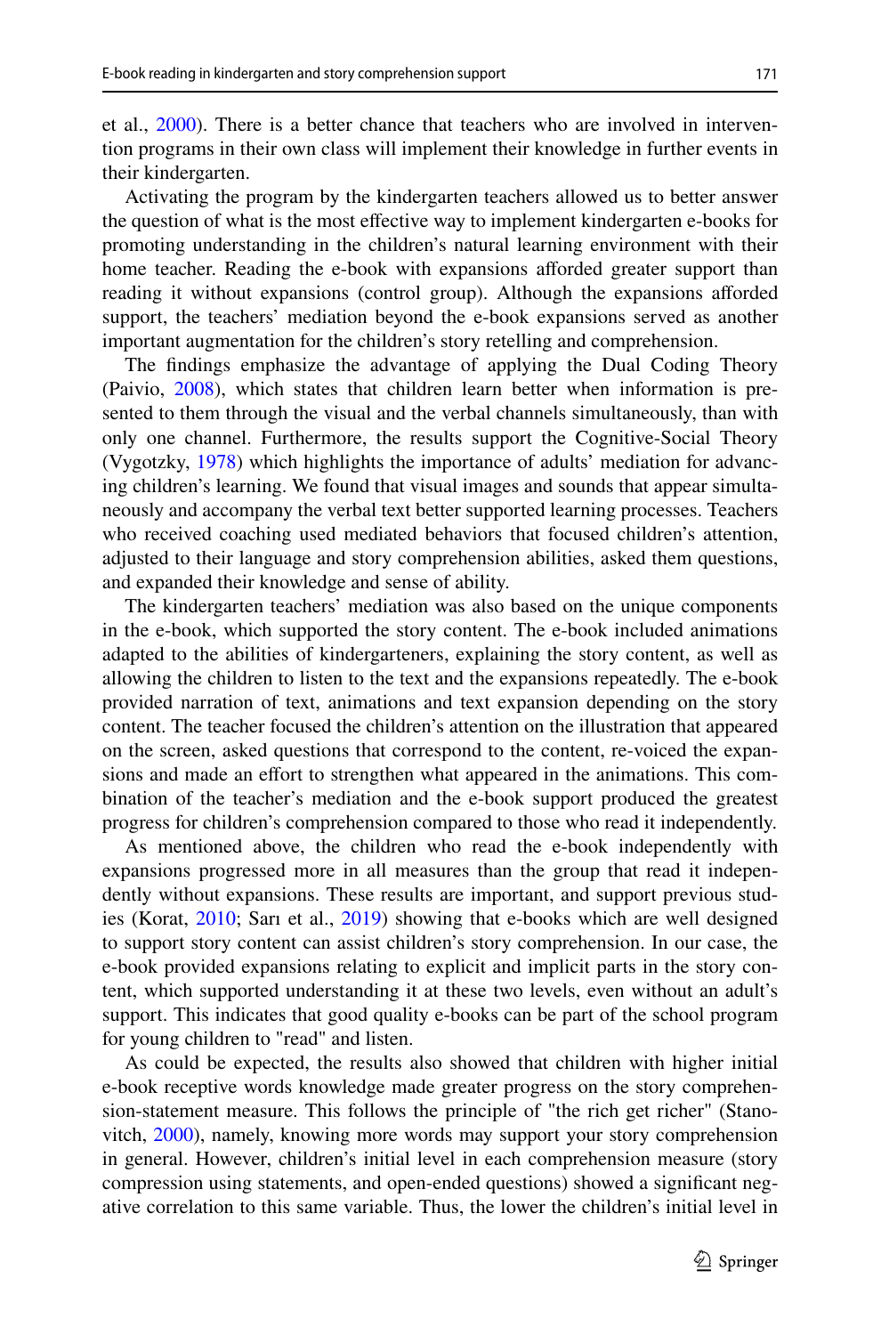et al., 2000). There is a better chance that teachers who are involved in intervention programs in their own class will implement their knowledge in further events in their kindergarten.

Activating the program by the kindergarten teachers allowed us to better answer the question of what is the most effective way to implement kindergarten e-books for promoting understanding in the children's natural learning environment with their home teacher. Reading the e-book with expansions afforded greater support than reading it without expansions (control group). Although the expansions afforded support, the teachers' mediation beyond the e-book expansions served as another important augmentation for the children's story retelling and comprehension.

The findings emphasize the advantage of applying the Dual Coding Theory (Paivio, 2008), which states that children learn better when information is presented to them through the visual and the verbal channels simultaneously, than with only one channel. Furthermore, the results support the Cognitive-Social Theory (Vygotzky, 1978) which highlights the importance of adults' mediation for advancing children's learning. We found that visual images and sounds that appear simultaneously and accompany the verbal text better supported learning processes. Teachers who received coaching used mediated behaviors that focused children's attention, adjusted to their language and story comprehension abilities, asked them questions, and expanded their knowledge and sense of ability.

The kindergarten teachers' mediation was also based on the unique components in the e-book, which supported the story content. The e-book included animations adapted to the abilities of kindergarteners, explaining the story content, as well as allowing the children to listen to the text and the expansions repeatedly. The e-book provided narration of text, animations and text expansion depending on the story content. The teacher focused the children's attention on the illustration that appeared on the screen, asked questions that correspond to the content, re-voiced the expansions and made an effort to strengthen what appeared in the animations. This combination of the teacher's mediation and the e-book support produced the greatest progress for children's comprehension compared to those who read it independently.

As mentioned above, the children who read the e-book independently with expansions progressed more in all measures than the group that read it independently without expansions. These results are important, and support previous studies (Korat, 2010; Sarı et al., 2019) showing that e-books which are well designed to support story content can assist children's story comprehension. In our case, the e-book provided expansions relating to explicit and implicit parts in the story content, which supported understanding it at these two levels, even without an adult's support. This indicates that good quality e-books can be part of the school program for young children to "read" and listen.

As could be expected, the results also showed that children with higher initial e-book receptive words knowledge made greater progress on the story comprehension-statement measure. This follows the principle of "the rich get richer" (Stanovitch, 2000), namely, knowing more words may support your story comprehension in general. However, children's initial level in each comprehension measure (story compression using statements, and open-ended questions) showed a significant negative correlation to this same variable. Thus, the lower the children's initial level in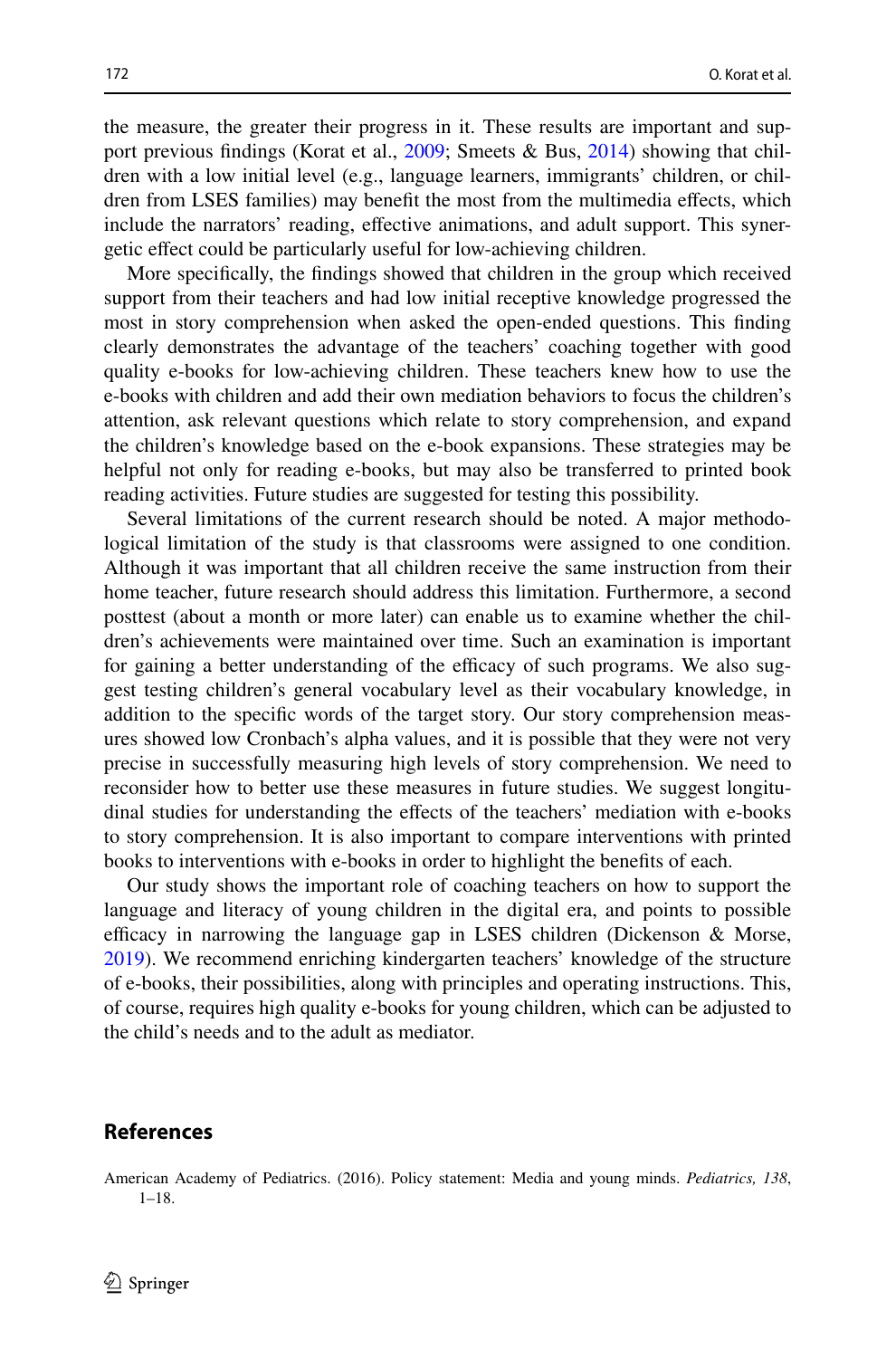the measure, the greater their progress in it. These results are important and support previous findings (Korat et al., 2009; Smeets & Bus, 2014) showing that children with a low initial level (e.g., language learners, immigrants' children, or children from LSES families) may benefit the most from the multimedia effects, which include the narrators' reading, effective animations, and adult support. This synergetic effect could be particularly useful for low-achieving children.

More specifically, the findings showed that children in the group which received support from their teachers and had low initial receptive knowledge progressed the most in story comprehension when asked the open-ended questions. This finding clearly demonstrates the advantage of the teachers' coaching together with good quality e-books for low-achieving children. These teachers knew how to use the e-books with children and add their own mediation behaviors to focus the children's attention, ask relevant questions which relate to story comprehension, and expand the children's knowledge based on the e-book expansions. These strategies may be helpful not only for reading e-books, but may also be transferred to printed book reading activities. Future studies are suggested for testing this possibility.

Several limitations of the current research should be noted. A major methodological limitation of the study is that classrooms were assigned to one condition. Although it was important that all children receive the same instruction from their home teacher, future research should address this limitation. Furthermore, a second posttest (about a month or more later) can enable us to examine whether the children's achievements were maintained over time. Such an examination is important for gaining a better understanding of the efficacy of such programs. We also suggest testing children's general vocabulary level as their vocabulary knowledge, in addition to the specific words of the target story. Our story comprehension measures showed low Cronbach's alpha values, and it is possible that they were not very precise in successfully measuring high levels of story comprehension. We need to reconsider how to better use these measures in future studies. We suggest longitudinal studies for understanding the effects of the teachers' mediation with e-books to story comprehension. It is also important to compare interventions with printed books to interventions with e-books in order to highlight the benefits of each.

Our study shows the important role of coaching teachers on how to support the language and literacy of young children in the digital era, and points to possible efficacy in narrowing the language gap in LSES children (Dickenson & Morse, 2019). We recommend enriching kindergarten teachers' knowledge of the structure of e-books, their possibilities, along with principles and operating instructions. This, of course, requires high quality e-books for young children, which can be adjusted to the child's needs and to the adult as mediator.

## References

American Academy of Pediatrics. (2016). Policy statement: Media and young minds. *Pediatrics, 138*, 1–18.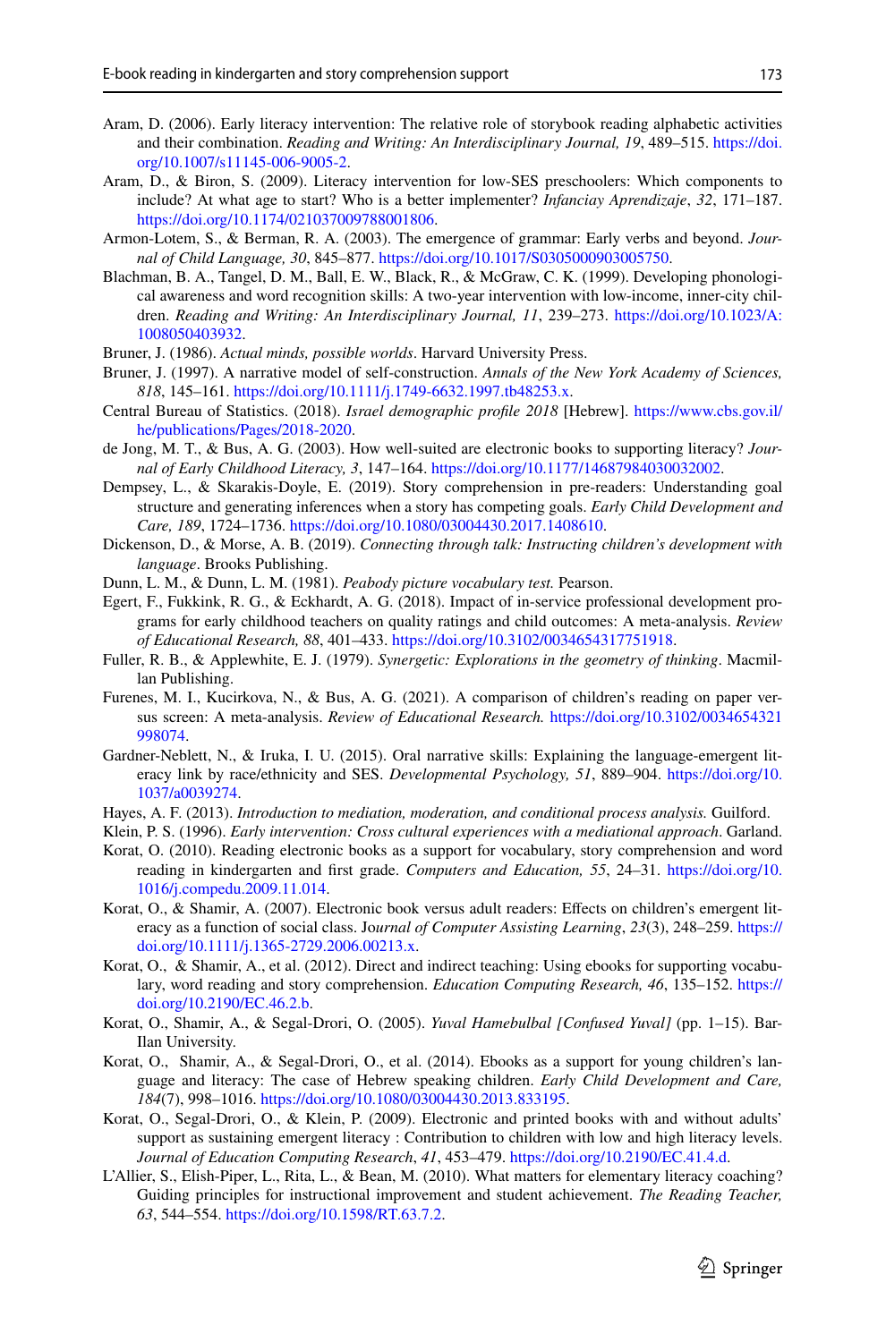Aram, D. (2006). Early literacy intervention: The relative role of storybook reading alphabetic activities and their combination. *Reading and Writing: An Interdisciplinary Journal, 19*, 489–515. https://doi.org/10.1007/s11145-006-9005-2.

Aram, D., & Biron, S. (2009). Literacy intervention for low-SES preschoolers: Which components to include? At what age to start? Who is a better implementer? *Infanciay Aprendizaje*, *32*, 171–187. https://doi.org/10.1174/021037009788001806.

Armon-Lotem, S., & Berman, R. A. (2003). The emergence of grammar: Early verbs and beyond. *Journal of Child Language, 30*, 845–877. https://doi.org/10.1017/S0305000903005750.

Blachman, B. A., Tangel, D. M., Ball, E. W., Black, R., & McGraw, C. K. (1999). Developing phonological awareness and word recognition skills: A two-year intervention with low-income, inner-city children. *Reading and Writing: An Interdisciplinary Journal, 11*, 239–273. https://doi.org/10.1023/A:1008050403932.

Bruner, J. (1986). *Actual minds, possible worlds*. Harvard University Press.

Bruner, J. (1997). A narrative model of self-construction. *Annals of the New York Academy of Sciences, 818*, 145–161. https://doi.org/10.1111/j.1749-6632.1997.tb48253.x.

Central Bureau of Statistics. (2018). *Israel demographic profile 2018* [Hebrew]. https://www.cbs.gov.il/he/publications/Pages/2018-2020.

de Jong, M. T., & Bus, A. G. (2003). How well-suited are electronic books to supporting literacy? *Journal of Early Childhood Literacy, 3*, 147–164. https://doi.org/10.1177/14687984030032002.

Dempsey, L., & Skarakis-Doyle, E. (2019). Story comprehension in pre-readers: Understanding goal structure and generating inferences when a story has competing goals. *Early Child Development and Care, 189*, 1724–1736. https://doi.org/10.1080/03004430.2017.1408610.

Dickenson, D., & Morse, A. B. (2019). *Connecting through talk: Instructing children's development with language*. Brooks Publishing.

Dunn, L. M., & Dunn, L. M. (1981). *Peabody picture vocabulary test.* Pearson.

Egert, F., Fukkink, R. G., & Eckhardt, A. G. (2018). Impact of in-service professional development programs for early childhood teachers on quality ratings and child outcomes: A meta-analysis. *Review of Educational Research, 88*, 401–433. https://doi.org/10.3102/0034654317751918.

Fuller, R. B., & Applewhite, E. J. (1979). *Synergetic: Explorations in the geometry of thinking*. Macmillan Publishing.

Furenes, M. I., Kucirkova, N., & Bus, A. G. (2021). A comparison of children's reading on paper versus screen: A meta-analysis. *Review of Educational Research.* https://doi.org/10.3102/0034654321998074.

Gardner-Neblett, N., & Iruka, I. U. (2015). Oral narrative skills: Explaining the language-emergent literacy link by race/ethnicity and SES. *Developmental Psychology, 51*, 889–904. https://doi.org/10.1037/a0039274.

Hayes, A. F. (2013). *Introduction to mediation, moderation, and conditional process analysis.* Guilford.

Klein, P. S. (1996). *Early intervention: Cross cultural experiences with a mediational approach*. Garland.

Korat, O. (2010). Reading electronic books as a support for vocabulary, story comprehension and word reading in kindergarten and first grade. *Computers and Education, 55*, 24–31. https://doi.org/10.1016/j.compedu.2009.11.014.

Korat, O., & Shamir, A. (2007). Electronic book versus adult readers: Effects on children's emergent literacy as a function of social class. J*ournal of Computer Assisting Learning*, *23*(3), 248–259. https://doi.org/10.1111/j.1365-2729.2006.00213.x.

Korat, O., & Shamir, A., et al. (2012). Direct and indirect teaching: Using ebooks for supporting vocabulary, word reading and story comprehension. *Education Computing Research, 46*, 135–152. https://doi.org/10.2190/EC.46.2.b.

Korat, O., Shamir, A., & Segal-Drori, O. (2005). *Yuval Hamebulbal [Confused Yuval]* (pp. 1–15). Bar-Ilan University.

Korat, O., Shamir, A., & Segal-Drori, O., et al. (2014). Ebooks as a support for young children's language and literacy: The case of Hebrew speaking children. *Early Child Development and Care, 184*(7), 998–1016. https://doi.org/10.1080/03004430.2013.833195.

Korat, O., Segal-Drori, O., & Klein, P. (2009). Electronic and printed books with and without adults' support as sustaining emergent literacy : Contribution to children with low and high literacy levels. *Journal of Education Computing Research*, *41*, 453–479. https://doi.org/10.2190/EC.41.4.d.

L'Allier, S., Elish-Piper, L., Rita, L., & Bean, M. (2010). What matters for elementary literacy coaching? Guiding principles for instructional improvement and student achievement. *The Reading Teacher, 63*, 544–554. https://doi.org/10.1598/RT.63.7.2.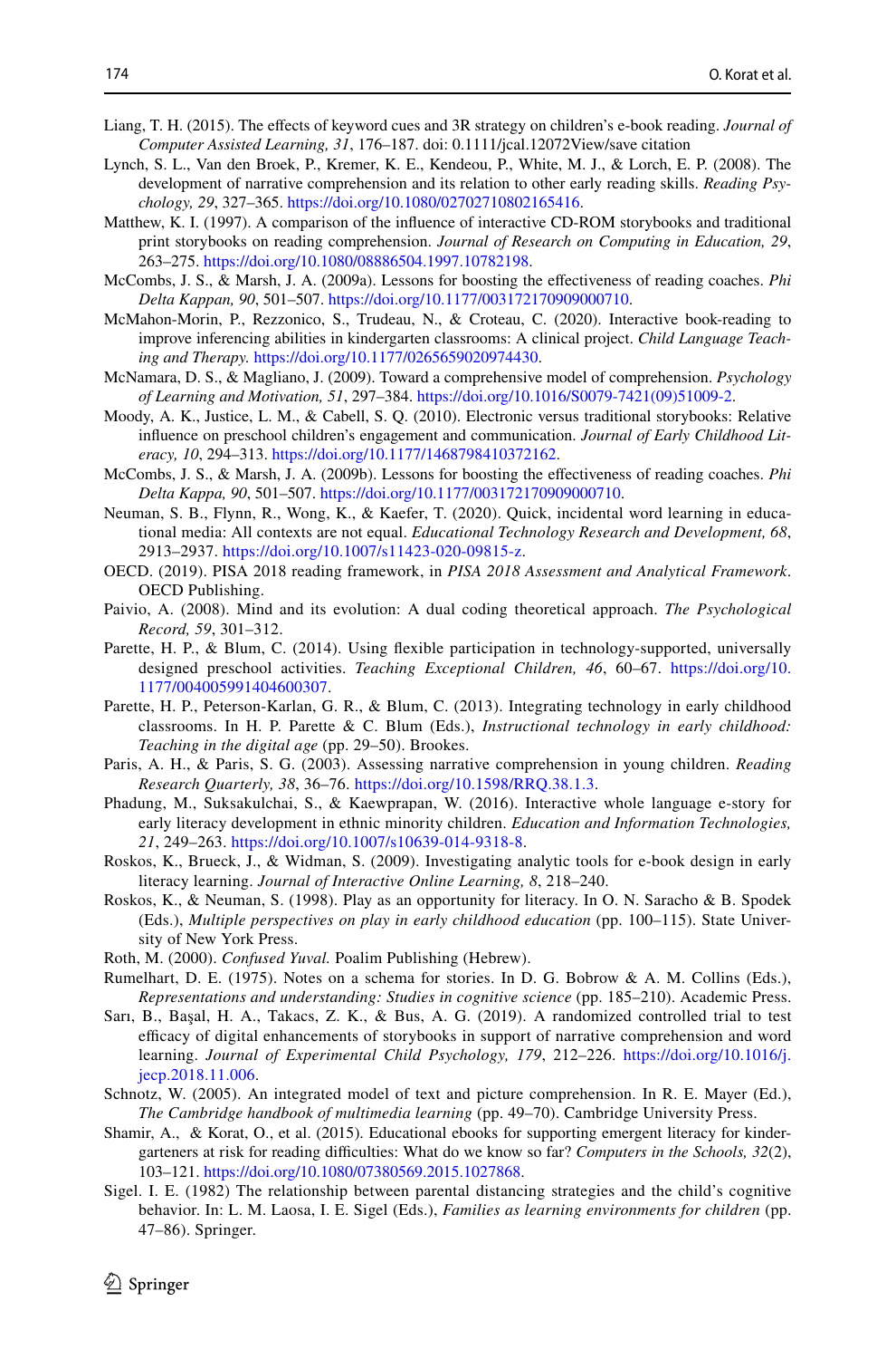Liang, T. H. (2015). The effects of keyword cues and 3R strategy on children's e-book reading. *Journal of Computer Assisted Learning, 31*, 176–187. doi: 0.1111/jcal.12072View/save citation

Lynch, S. L., Van den Broek, P., Kremer, K. E., Kendeou, P., White, M. J., & Lorch, E. P. (2008). The development of narrative comprehension and its relation to other early reading skills. *Reading Psychology, 29*, 327–365. https://doi.org/10.1080/02702710802165416.

Matthew, K. I. (1997). A comparison of the influence of interactive CD-ROM storybooks and traditional print storybooks on reading comprehension. *Journal of Research on Computing in Education, 29*, 263–275. https://doi.org/10.1080/08886504.1997.10782198.

McCombs, J. S., & Marsh, J. A. (2009a). Lessons for boosting the effectiveness of reading coaches. *Phi Delta Kappan, 90*, 501–507. https://doi.org/10.1177/003172170909000710.

McMahon-Morin, P., Rezzonico, S., Trudeau, N., & Croteau, C. (2020). Interactive book-reading to improve inferencing abilities in kindergarten classrooms: A clinical project. *Child Language Teaching and Therapy.* https://doi.org/10.1177/0265659020974430.

McNamara, D. S., & Magliano, J. (2009). Toward a comprehensive model of comprehension. *Psychology of Learning and Motivation, 51*, 297–384. https://doi.org/10.1016/S0079-7421(09)51009-2.

Moody, A. K., Justice, L. M., & Cabell, S. Q. (2010). Electronic versus traditional storybooks: Relative influence on preschool children's engagement and communication. *Journal of Early Childhood Literacy, 10*, 294–313. https://doi.org/10.1177/1468798410372162.

McCombs, J. S., & Marsh, J. A. (2009b). Lessons for boosting the effectiveness of reading coaches. *Phi Delta Kappa, 90*, 501–507. https://doi.org/10.1177/003172170909000710.

Neuman, S. B., Flynn, R., Wong, K., & Kaefer, T. (2020). Quick, incidental word learning in educational media: All contexts are not equal. *Educational Technology Research and Development, 68*, 2913–2937. https://doi.org/10.1007/s11423-020-09815-z.

OECD. (2019). PISA 2018 reading framework, in *PISA 2018 Assessment and Analytical Framework*. OECD Publishing.

Paivio, A. (2008). Mind and its evolution: A dual coding theoretical approach. *The Psychological Record, 59*, 301–312.

Parette, H. P., & Blum, C. (2014). Using flexible participation in technology-supported, universally designed preschool activities. *Teaching Exceptional Children, 46*, 60–67. https://doi.org/10.1177/004005991404600307.

Parette, H. P., Peterson-Karlan, G. R., & Blum, C. (2013). Integrating technology in early childhood classrooms. In H. P. Parette & C. Blum (Eds.), *Instructional technology in early childhood: Teaching in the digital age* (pp. 29–50). Brookes.

Paris, A. H., & Paris, S. G. (2003). Assessing narrative comprehension in young children. *Reading Research Quarterly, 38*, 36–76. https://doi.org/10.1598/RRQ.38.1.3.

Phadung, M., Suksakulchai, S., & Kaewprapan, W. (2016). Interactive whole language e-story for early literacy development in ethnic minority children. *Education and Information Technologies, 21*, 249–263. https://doi.org/10.1007/s10639-014-9318-8.

Roskos, K., Brueck, J., & Widman, S. (2009). Investigating analytic tools for e-book design in early literacy learning. *Journal of Interactive Online Learning, 8*, 218–240.

Roskos, K., & Neuman, S. (1998). Play as an opportunity for literacy. In O. N. Saracho & B. Spodek (Eds.), *Multiple perspectives on play in early childhood education* (pp. 100–115). State University of New York Press.

Roth, M. (2000). *Confused Yuval.* Poalim Publishing (Hebrew).

Rumelhart, D. E. (1975). Notes on a schema for stories. In D. G. Bobrow & A. M. Collins (Eds.), *Representations and understanding: Studies in cognitive science* (pp. 185–210). Academic Press.

Sarı, B., Başal, H. A., Takacs, Z. K., & Bus, A. G. (2019). A randomized controlled trial to test efficacy of digital enhancements of storybooks in support of narrative comprehension and word learning. *Journal of Experimental Child Psychology, 179*, 212–226. https://doi.org/10.1016/j.jecp.2018.11.006.

Schnotz, W. (2005). An integrated model of text and picture comprehension. In R. E. Mayer (Ed.), *The Cambridge handbook of multimedia learning* (pp. 49–70). Cambridge University Press.

Shamir, A., & Korat, O., et al. (2015). Educational ebooks for supporting emergent literacy for kindergarteners at risk for reading difficulties: What do we know so far? *Computers in the Schools, 32*(2), 103–121. https://doi.org/10.1080/07380569.2015.1027868.

Sigel. I. E. (1982) The relationship between parental distancing strategies and the child's cognitive behavior. In: L. M. Laosa, I. E. Sigel (Eds.), *Families as learning environments for children* (pp. 47–86). Springer.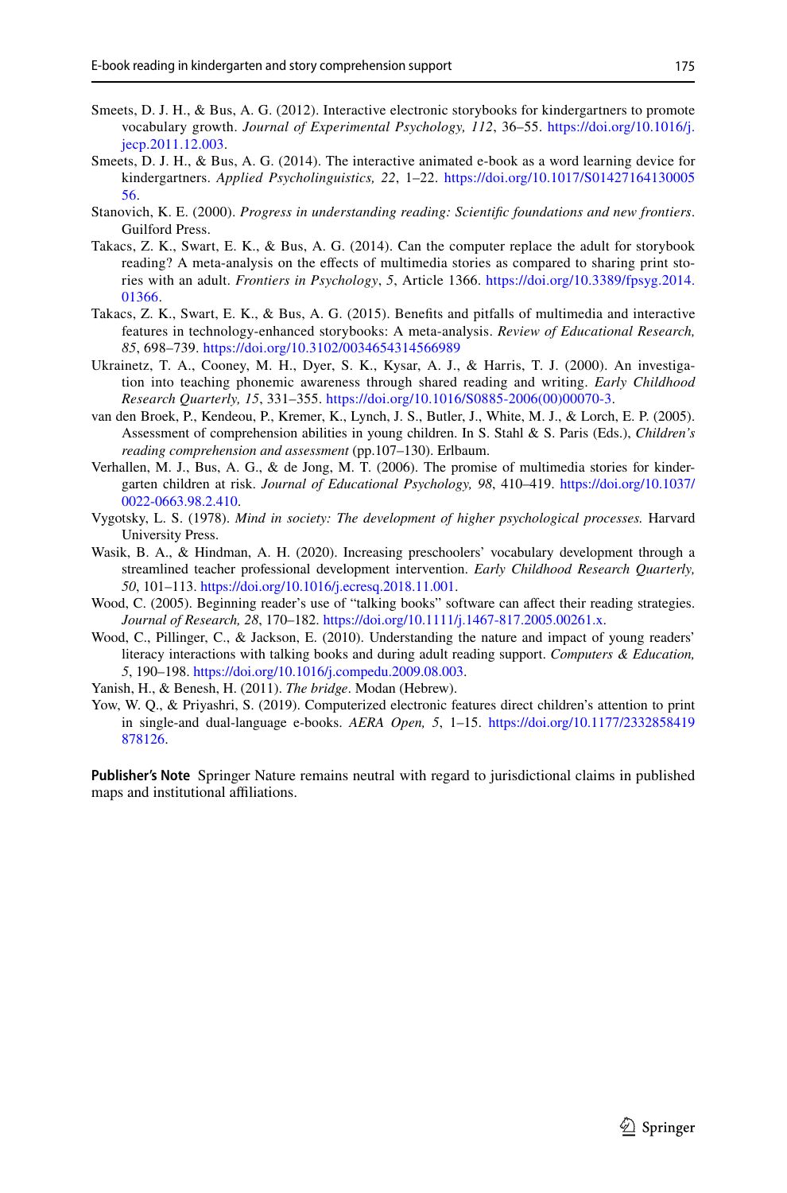Smeets, D. J. H., & Bus, A. G. (2012). Interactive electronic storybooks for kindergartners to promote vocabulary growth. *Journal of Experimental Psychology, 112*, 36–55. https://doi.org/10.1016/j.jecp.2011.12.003.

Smeets, D. J. H., & Bus, A. G. (2014). The interactive animated e-book as a word learning device for kindergartners. *Applied Psycholinguistics, 22*, 1–22. https://doi.org/10.1017/S0142716413000556.

Stanovich, K. E. (2000). *Progress in understanding reading: Scientific foundations and new frontiers*. Guilford Press.

Takacs, Z. K., Swart, E. K., & Bus, A. G. (2014). Can the computer replace the adult for storybook reading? A meta-analysis on the effects of multimedia stories as compared to sharing print stories with an adult. *Frontiers in Psychology*, *5*, Article 1366. https://doi.org/10.3389/fpsyg.2014.01366.

Takacs, Z. K., Swart, E. K., & Bus, A. G. (2015). Benefits and pitfalls of multimedia and interactive features in technology-enhanced storybooks: A meta-analysis. *Review of Educational Research, 85*, 698–739. https://doi.org/10.3102/0034654314566989

Ukrainetz, T. A., Cooney, M. H., Dyer, S. K., Kysar, A. J., & Harris, T. J. (2000). An investigation into teaching phonemic awareness through shared reading and writing. *Early Childhood Research Quarterly, 15*, 331–355. https://doi.org/10.1016/S0885-2006(00)00070-3.

van den Broek, P., Kendeou, P., Kremer, K., Lynch, J. S., Butler, J., White, M. J., & Lorch, E. P. (2005). Assessment of comprehension abilities in young children. In S. Stahl & S. Paris (Eds.), *Children's reading comprehension and assessment* (pp.107–130). Erlbaum.

Verhallen, M. J., Bus, A. G., & de Jong, M. T. (2006). The promise of multimedia stories for kindergarten children at risk. *Journal of Educational Psychology, 98*, 410–419. https://doi.org/10.1037/0022-0663.98.2.410.

Vygotsky, L. S. (1978). *Mind in society: The development of higher psychological processes.* Harvard University Press.

Wasik, B. A., & Hindman, A. H. (2020). Increasing preschoolers' vocabulary development through a streamlined teacher professional development intervention. *Early Childhood Research Quarterly, 50*, 101–113. https://doi.org/10.1016/j.ecresq.2018.11.001.

Wood, C. (2005). Beginning reader's use of "talking books" software can affect their reading strategies. *Journal of Research, 28*, 170–182. https://doi.org/10.1111/j.1467-817.2005.00261.x.

Wood, C., Pillinger, C., & Jackson, E. (2010). Understanding the nature and impact of young readers' literacy interactions with talking books and during adult reading support. *Computers & Education, 5*, 190–198. https://doi.org/10.1016/j.compedu.2009.08.003.

Yanish, H., & Benesh, H. (2011). *The bridge*. Modan (Hebrew).

Yow, W. Q., & Priyashri, S. (2019). Computerized electronic features direct children's attention to print in single-and dual-language e-books. *AERA Open, 5*, 1–15. https://doi.org/10.1177/2332858419878126.

**Publisher's Note** Springer Nature remains neutral with regard to jurisdictional claims in published maps and institutional affiliations.